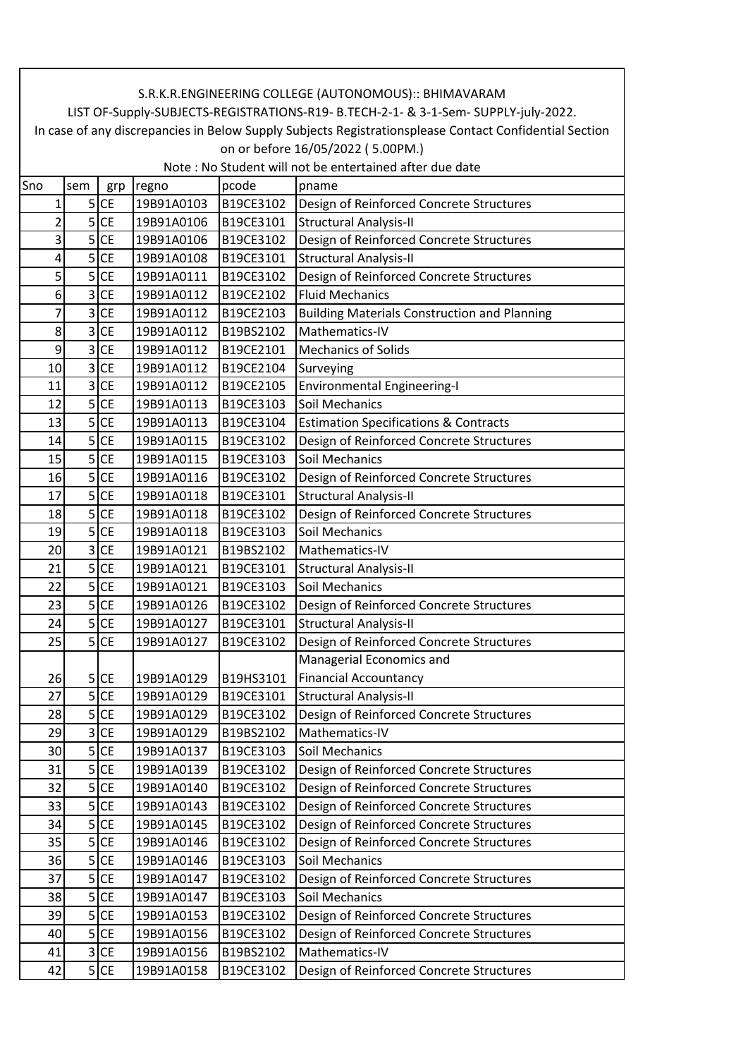S.R.K.R.ENGINEERING COLLEGE (AUTONOMOUS):: BHIMAVARAM

LIST OF-Supply-SUBJECTS-REGISTRATIONS-R19- B.TECH-2-1- & 3-1-Sem- SUPPLY-july-2022.

In case of any discrepancies in Below Supply Subjects Registrationsplease Contact Confidential Section on or before 16/05/2022 ( 5.00PM.)

Note : No Student will not be entertained after due date

| Sno | sem | grp | regno | pcode | pname |
|---|---|---|---|---|---|
| 1 | 5 | CE | 19B91A0103 | B19CE3102 | Design of Reinforced Concrete Structures |
| 2 | 5 | CE | 19B91A0106 | B19CE3101 | Structural Analysis-II |
| 3 | 5 | CE | 19B91A0106 | B19CE3102 | Design of Reinforced Concrete Structures |
| 4 | 5 | CE | 19B91A0108 | B19CE3101 | Structural Analysis-II |
| 5 | 5 | CE | 19B91A0111 | B19CE3102 | Design of Reinforced Concrete Structures |
| 6 | 3 | CE | 19B91A0112 | B19CE2102 | Fluid Mechanics |
| 7 | 3 | CE | 19B91A0112 | B19CE2103 | Building Materials Construction and Planning |
| 8 | 3 | CE | 19B91A0112 | B19BS2102 | Mathematics-IV |
| 9 | 3 | CE | 19B91A0112 | B19CE2101 | Mechanics of Solids |
| 10 | 3 | CE | 19B91A0112 | B19CE2104 | Surveying |
| 11 | 3 | CE | 19B91A0112 | B19CE2105 | Environmental Engineering-I |
| 12 | 5 | CE | 19B91A0113 | B19CE3103 | Soil Mechanics |
| 13 | 5 | CE | 19B91A0113 | B19CE3104 | Estimation Specifications & Contracts |
| 14 | 5 | CE | 19B91A0115 | B19CE3102 | Design of Reinforced Concrete Structures |
| 15 | 5 | CE | 19B91A0115 | B19CE3103 | Soil Mechanics |
| 16 | 5 | CE | 19B91A0116 | B19CE3102 | Design of Reinforced Concrete Structures |
| 17 | 5 | CE | 19B91A0118 | B19CE3101 | Structural Analysis-II |
| 18 | 5 | CE | 19B91A0118 | B19CE3102 | Design of Reinforced Concrete Structures |
| 19 | 5 | CE | 19B91A0118 | B19CE3103 | Soil Mechanics |
| 20 | 3 | CE | 19B91A0121 | B19BS2102 | Mathematics-IV |
| 21 | 5 | CE | 19B91A0121 | B19CE3101 | Structural Analysis-II |
| 22 | 5 | CE | 19B91A0121 | B19CE3103 | Soil Mechanics |
| 23 | 5 | CE | 19B91A0126 | B19CE3102 | Design of Reinforced Concrete Structures |
| 24 | 5 | CE | 19B91A0127 | B19CE3101 | Structural Analysis-II |
| 25 | 5 | CE | 19B91A0127 | B19CE3102 | Design of Reinforced Concrete Structures |
| 26 | 5 | CE | 19B91A0129 | B19HS3101 | Managerial Economics and Financial Accountancy |
| 27 | 5 | CE | 19B91A0129 | B19CE3101 | Structural Analysis-II |
| 28 | 5 | CE | 19B91A0129 | B19CE3102 | Design of Reinforced Concrete Structures |
| 29 | 3 | CE | 19B91A0129 | B19BS2102 | Mathematics-IV |
| 30 | 5 | CE | 19B91A0137 | B19CE3103 | Soil Mechanics |
| 31 | 5 | CE | 19B91A0139 | B19CE3102 | Design of Reinforced Concrete Structures |
| 32 | 5 | CE | 19B91A0140 | B19CE3102 | Design of Reinforced Concrete Structures |
| 33 | 5 | CE | 19B91A0143 | B19CE3102 | Design of Reinforced Concrete Structures |
| 34 | 5 | CE | 19B91A0145 | B19CE3102 | Design of Reinforced Concrete Structures |
| 35 | 5 | CE | 19B91A0146 | B19CE3102 | Design of Reinforced Concrete Structures |
| 36 | 5 | CE | 19B91A0146 | B19CE3103 | Soil Mechanics |
| 37 | 5 | CE | 19B91A0147 | B19CE3102 | Design of Reinforced Concrete Structures |
| 38 | 5 | CE | 19B91A0147 | B19CE3103 | Soil Mechanics |
| 39 | 5 | CE | 19B91A0153 | B19CE3102 | Design of Reinforced Concrete Structures |
| 40 | 5 | CE | 19B91A0156 | B19CE3102 | Design of Reinforced Concrete Structures |
| 41 | 3 | CE | 19B91A0156 | B19BS2102 | Mathematics-IV |
| 42 | 5 | CE | 19B91A0158 | B19CE3102 | Design of Reinforced Concrete Structures |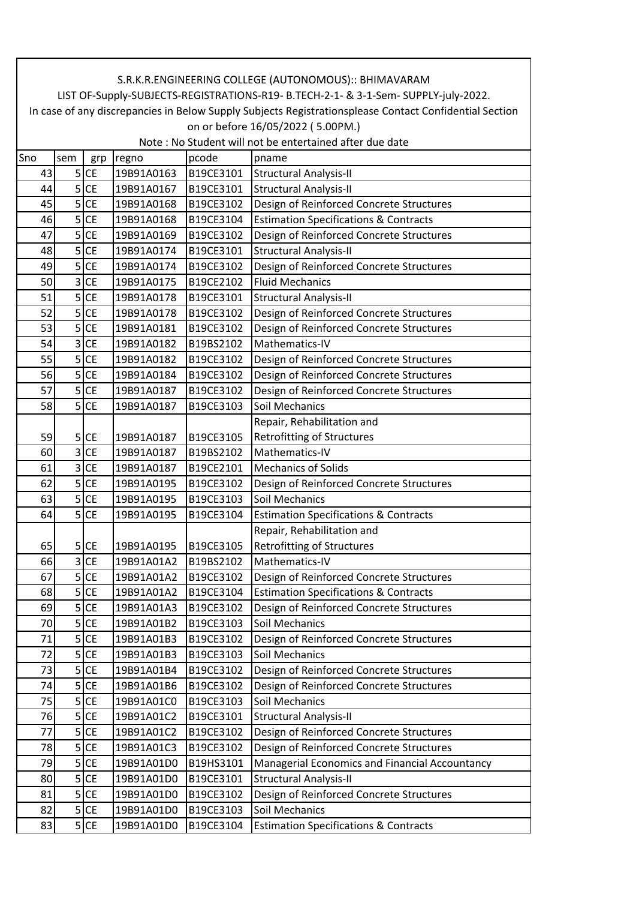S.R.K.R.ENGINEERING COLLEGE (AUTONOMOUS):: BHIMAVARAM

LIST OF-Supply-SUBJECTS-REGISTRATIONS-R19- B.TECH-2-1- & 3-1-Sem- SUPPLY-july-2022.

In case of any discrepancies in Below Supply Subjects Registrationsplease Contact Confidential Section on or before 16/05/2022 ( 5.00PM.)

Note : No Student will not be entertained after due date

| Sno | sem | grp | regno | pcode | pname |
|---|---|---|---|---|---|
| 43 | 5 | CE | 19B91A0163 | B19CE3101 | Structural Analysis-II |
| 44 | 5 | CE | 19B91A0167 | B19CE3101 | Structural Analysis-II |
| 45 | 5 | CE | 19B91A0168 | B19CE3102 | Design of Reinforced Concrete Structures |
| 46 | 5 | CE | 19B91A0168 | B19CE3104 | Estimation Specifications & Contracts |
| 47 | 5 | CE | 19B91A0169 | B19CE3102 | Design of Reinforced Concrete Structures |
| 48 | 5 | CE | 19B91A0174 | B19CE3101 | Structural Analysis-II |
| 49 | 5 | CE | 19B91A0174 | B19CE3102 | Design of Reinforced Concrete Structures |
| 50 | 3 | CE | 19B91A0175 | B19CE2102 | Fluid Mechanics |
| 51 | 5 | CE | 19B91A0178 | B19CE3101 | Structural Analysis-II |
| 52 | 5 | CE | 19B91A0178 | B19CE3102 | Design of Reinforced Concrete Structures |
| 53 | 5 | CE | 19B91A0181 | B19CE3102 | Design of Reinforced Concrete Structures |
| 54 | 3 | CE | 19B91A0182 | B19BS2102 | Mathematics-IV |
| 55 | 5 | CE | 19B91A0182 | B19CE3102 | Design of Reinforced Concrete Structures |
| 56 | 5 | CE | 19B91A0184 | B19CE3102 | Design of Reinforced Concrete Structures |
| 57 | 5 | CE | 19B91A0187 | B19CE3102 | Design of Reinforced Concrete Structures |
| 58 | 5 | CE | 19B91A0187 | B19CE3103 | Soil Mechanics |
| 59 | 5 | CE | 19B91A0187 | B19CE3105 | Repair, Rehabilitation and Retrofitting of Structures |
| 60 | 3 | CE | 19B91A0187 | B19BS2102 | Mathematics-IV |
| 61 | 3 | CE | 19B91A0187 | B19CE2101 | Mechanics of Solids |
| 62 | 5 | CE | 19B91A0195 | B19CE3102 | Design of Reinforced Concrete Structures |
| 63 | 5 | CE | 19B91A0195 | B19CE3103 | Soil Mechanics |
| 64 | 5 | CE | 19B91A0195 | B19CE3104 | Estimation Specifications & Contracts |
| 65 | 5 | CE | 19B91A0195 | B19CE3105 | Repair, Rehabilitation and Retrofitting of Structures |
| 66 | 3 | CE | 19B91A01A2 | B19BS2102 | Mathematics-IV |
| 67 | 5 | CE | 19B91A01A2 | B19CE3102 | Design of Reinforced Concrete Structures |
| 68 | 5 | CE | 19B91A01A2 | B19CE3104 | Estimation Specifications & Contracts |
| 69 | 5 | CE | 19B91A01A3 | B19CE3102 | Design of Reinforced Concrete Structures |
| 70 | 5 | CE | 19B91A01B2 | B19CE3103 | Soil Mechanics |
| 71 | 5 | CE | 19B91A01B3 | B19CE3102 | Design of Reinforced Concrete Structures |
| 72 | 5 | CE | 19B91A01B3 | B19CE3103 | Soil Mechanics |
| 73 | 5 | CE | 19B91A01B4 | B19CE3102 | Design of Reinforced Concrete Structures |
| 74 | 5 | CE | 19B91A01B6 | B19CE3102 | Design of Reinforced Concrete Structures |
| 75 | 5 | CE | 19B91A01C0 | B19CE3103 | Soil Mechanics |
| 76 | 5 | CE | 19B91A01C2 | B19CE3101 | Structural Analysis-II |
| 77 | 5 | CE | 19B91A01C2 | B19CE3102 | Design of Reinforced Concrete Structures |
| 78 | 5 | CE | 19B91A01C3 | B19CE3102 | Design of Reinforced Concrete Structures |
| 79 | 5 | CE | 19B91A01D0 | B19HS3101 | Managerial Economics and Financial Accountancy |
| 80 | 5 | CE | 19B91A01D0 | B19CE3101 | Structural Analysis-II |
| 81 | 5 | CE | 19B91A01D0 | B19CE3102 | Design of Reinforced Concrete Structures |
| 82 | 5 | CE | 19B91A01D0 | B19CE3103 | Soil Mechanics |
| 83 | 5 | CE | 19B91A01D0 | B19CE3104 | Estimation Specifications & Contracts |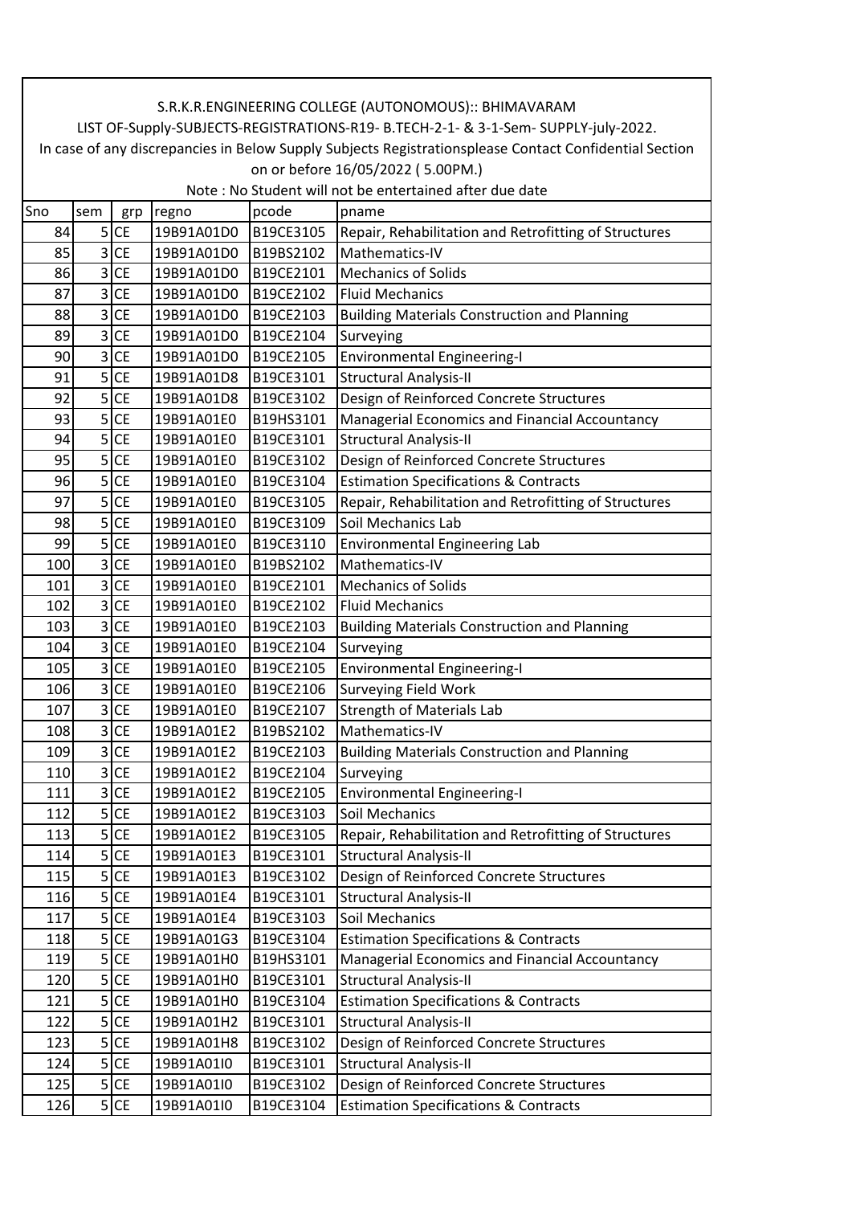S.R.K.R.ENGINEERING COLLEGE (AUTONOMOUS):: BHIMAVARAM

LIST OF-Supply-SUBJECTS-REGISTRATIONS-R19- B.TECH-2-1- & 3-1-Sem- SUPPLY-july-2022.

In case of any discrepancies in Below Supply Subjects Registrationsplease Contact Confidential Section on or before 16/05/2022 ( 5.00PM.)

Note : No Student will not be entertained after due date

| Sno | sem | grp | regno | pcode | pname |
|---|---|---|---|---|---|
| 84 | 5 | CE | 19B91A01D0 | B19CE3105 | Repair, Rehabilitation and Retrofitting of Structures |
| 85 | 3 | CE | 19B91A01D0 | B19BS2102 | Mathematics-IV |
| 86 | 3 | CE | 19B91A01D0 | B19CE2101 | Mechanics of Solids |
| 87 | 3 | CE | 19B91A01D0 | B19CE2102 | Fluid Mechanics |
| 88 | 3 | CE | 19B91A01D0 | B19CE2103 | Building Materials Construction and Planning |
| 89 | 3 | CE | 19B91A01D0 | B19CE2104 | Surveying |
| 90 | 3 | CE | 19B91A01D0 | B19CE2105 | Environmental Engineering-I |
| 91 | 5 | CE | 19B91A01D8 | B19CE3101 | Structural Analysis-II |
| 92 | 5 | CE | 19B91A01D8 | B19CE3102 | Design of Reinforced Concrete Structures |
| 93 | 5 | CE | 19B91A01E0 | B19HS3101 | Managerial Economics and Financial Accountancy |
| 94 | 5 | CE | 19B91A01E0 | B19CE3101 | Structural Analysis-II |
| 95 | 5 | CE | 19B91A01E0 | B19CE3102 | Design of Reinforced Concrete Structures |
| 96 | 5 | CE | 19B91A01E0 | B19CE3104 | Estimation Specifications & Contracts |
| 97 | 5 | CE | 19B91A01E0 | B19CE3105 | Repair, Rehabilitation and Retrofitting of Structures |
| 98 | 5 | CE | 19B91A01E0 | B19CE3109 | Soil Mechanics Lab |
| 99 | 5 | CE | 19B91A01E0 | B19CE3110 | Environmental Engineering Lab |
| 100 | 3 | CE | 19B91A01E0 | B19BS2102 | Mathematics-IV |
| 101 | 3 | CE | 19B91A01E0 | B19CE2101 | Mechanics of Solids |
| 102 | 3 | CE | 19B91A01E0 | B19CE2102 | Fluid Mechanics |
| 103 | 3 | CE | 19B91A01E0 | B19CE2103 | Building Materials Construction and Planning |
| 104 | 3 | CE | 19B91A01E0 | B19CE2104 | Surveying |
| 105 | 3 | CE | 19B91A01E0 | B19CE2105 | Environmental Engineering-I |
| 106 | 3 | CE | 19B91A01E0 | B19CE2106 | Surveying Field Work |
| 107 | 3 | CE | 19B91A01E0 | B19CE2107 | Strength of Materials Lab |
| 108 | 3 | CE | 19B91A01E2 | B19BS2102 | Mathematics-IV |
| 109 | 3 | CE | 19B91A01E2 | B19CE2103 | Building Materials Construction and Planning |
| 110 | 3 | CE | 19B91A01E2 | B19CE2104 | Surveying |
| 111 | 3 | CE | 19B91A01E2 | B19CE2105 | Environmental Engineering-I |
| 112 | 5 | CE | 19B91A01E2 | B19CE3103 | Soil Mechanics |
| 113 | 5 | CE | 19B91A01E2 | B19CE3105 | Repair, Rehabilitation and Retrofitting of Structures |
| 114 | 5 | CE | 19B91A01E3 | B19CE3101 | Structural Analysis-II |
| 115 | 5 | CE | 19B91A01E3 | B19CE3102 | Design of Reinforced Concrete Structures |
| 116 | 5 | CE | 19B91A01E4 | B19CE3101 | Structural Analysis-II |
| 117 | 5 | CE | 19B91A01E4 | B19CE3103 | Soil Mechanics |
| 118 | 5 | CE | 19B91A01G3 | B19CE3104 | Estimation Specifications & Contracts |
| 119 | 5 | CE | 19B91A01H0 | B19HS3101 | Managerial Economics and Financial Accountancy |
| 120 | 5 | CE | 19B91A01H0 | B19CE3101 | Structural Analysis-II |
| 121 | 5 | CE | 19B91A01H0 | B19CE3104 | Estimation Specifications & Contracts |
| 122 | 5 | CE | 19B91A01H2 | B19CE3101 | Structural Analysis-II |
| 123 | 5 | CE | 19B91A01H8 | B19CE3102 | Design of Reinforced Concrete Structures |
| 124 | 5 | CE | 19B91A01I0 | B19CE3101 | Structural Analysis-II |
| 125 | 5 | CE | 19B91A01I0 | B19CE3102 | Design of Reinforced Concrete Structures |
| 126 | 5 | CE | 19B91A01I0 | B19CE3104 | Estimation Specifications & Contracts |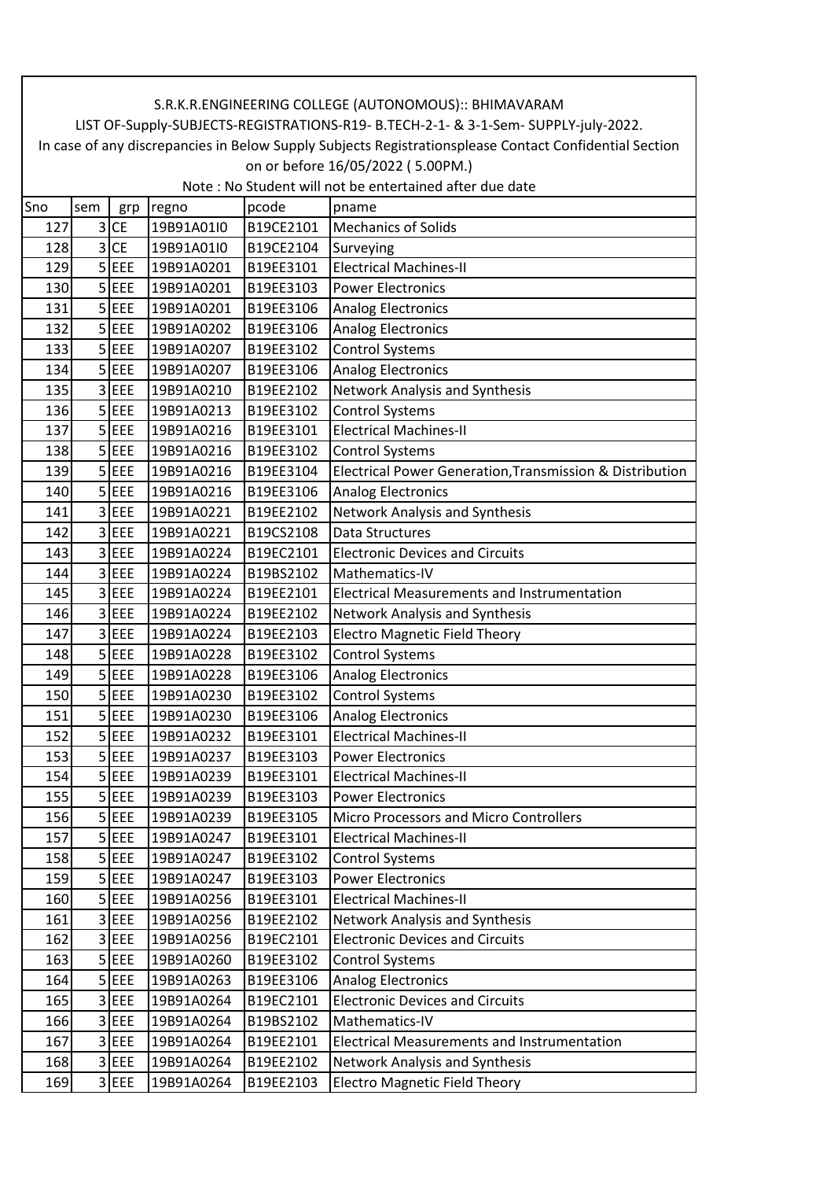S.R.K.R.ENGINEERING COLLEGE (AUTONOMOUS):: BHIMAVARAM

LIST OF-Supply-SUBJECTS-REGISTRATIONS-R19- B.TECH-2-1- & 3-1-Sem- SUPPLY-july-2022.

In case of any discrepancies in Below Supply Subjects Registrationsplease Contact Confidential Section on or before 16/05/2022 ( 5.00PM.)

Note : No Student will not be entertained after due date

| Sno | sem | grp | regno | pcode | pname |
|---|---|---|---|---|---|
| 127 | 3 | CE | 19B91A01I0 | B19CE2101 | Mechanics of Solids |
| 128 | 3 | CE | 19B91A01I0 | B19CE2104 | Surveying |
| 129 | 5 | EEE | 19B91A0201 | B19EE3101 | Electrical Machines-II |
| 130 | 5 | EEE | 19B91A0201 | B19EE3103 | Power Electronics |
| 131 | 5 | EEE | 19B91A0201 | B19EE3106 | Analog Electronics |
| 132 | 5 | EEE | 19B91A0202 | B19EE3106 | Analog Electronics |
| 133 | 5 | EEE | 19B91A0207 | B19EE3102 | Control Systems |
| 134 | 5 | EEE | 19B91A0207 | B19EE3106 | Analog Electronics |
| 135 | 3 | EEE | 19B91A0210 | B19EE2102 | Network Analysis and Synthesis |
| 136 | 5 | EEE | 19B91A0213 | B19EE3102 | Control Systems |
| 137 | 5 | EEE | 19B91A0216 | B19EE3101 | Electrical Machines-II |
| 138 | 5 | EEE | 19B91A0216 | B19EE3102 | Control Systems |
| 139 | 5 | EEE | 19B91A0216 | B19EE3104 | Electrical Power Generation,Transmission & Distribution |
| 140 | 5 | EEE | 19B91A0216 | B19EE3106 | Analog Electronics |
| 141 | 3 | EEE | 19B91A0221 | B19EE2102 | Network Analysis and Synthesis |
| 142 | 3 | EEE | 19B91A0221 | B19CS2108 | Data Structures |
| 143 | 3 | EEE | 19B91A0224 | B19EC2101 | Electronic Devices and Circuits |
| 144 | 3 | EEE | 19B91A0224 | B19BS2102 | Mathematics-IV |
| 145 | 3 | EEE | 19B91A0224 | B19EE2101 | Electrical Measurements and Instrumentation |
| 146 | 3 | EEE | 19B91A0224 | B19EE2102 | Network Analysis and Synthesis |
| 147 | 3 | EEE | 19B91A0224 | B19EE2103 | Electro Magnetic Field Theory |
| 148 | 5 | EEE | 19B91A0228 | B19EE3102 | Control Systems |
| 149 | 5 | EEE | 19B91A0228 | B19EE3106 | Analog Electronics |
| 150 | 5 | EEE | 19B91A0230 | B19EE3102 | Control Systems |
| 151 | 5 | EEE | 19B91A0230 | B19EE3106 | Analog Electronics |
| 152 | 5 | EEE | 19B91A0232 | B19EE3101 | Electrical Machines-II |
| 153 | 5 | EEE | 19B91A0237 | B19EE3103 | Power Electronics |
| 154 | 5 | EEE | 19B91A0239 | B19EE3101 | Electrical Machines-II |
| 155 | 5 | EEE | 19B91A0239 | B19EE3103 | Power Electronics |
| 156 | 5 | EEE | 19B91A0239 | B19EE3105 | Micro Processors and Micro Controllers |
| 157 | 5 | EEE | 19B91A0247 | B19EE3101 | Electrical Machines-II |
| 158 | 5 | EEE | 19B91A0247 | B19EE3102 | Control Systems |
| 159 | 5 | EEE | 19B91A0247 | B19EE3103 | Power Electronics |
| 160 | 5 | EEE | 19B91A0256 | B19EE3101 | Electrical Machines-II |
| 161 | 3 | EEE | 19B91A0256 | B19EE2102 | Network Analysis and Synthesis |
| 162 | 3 | EEE | 19B91A0256 | B19EC2101 | Electronic Devices and Circuits |
| 163 | 5 | EEE | 19B91A0260 | B19EE3102 | Control Systems |
| 164 | 5 | EEE | 19B91A0263 | B19EE3106 | Analog Electronics |
| 165 | 3 | EEE | 19B91A0264 | B19EC2101 | Electronic Devices and Circuits |
| 166 | 3 | EEE | 19B91A0264 | B19BS2102 | Mathematics-IV |
| 167 | 3 | EEE | 19B91A0264 | B19EE2101 | Electrical Measurements and Instrumentation |
| 168 | 3 | EEE | 19B91A0264 | B19EE2102 | Network Analysis and Synthesis |
| 169 | 3 | EEE | 19B91A0264 | B19EE2103 | Electro Magnetic Field Theory |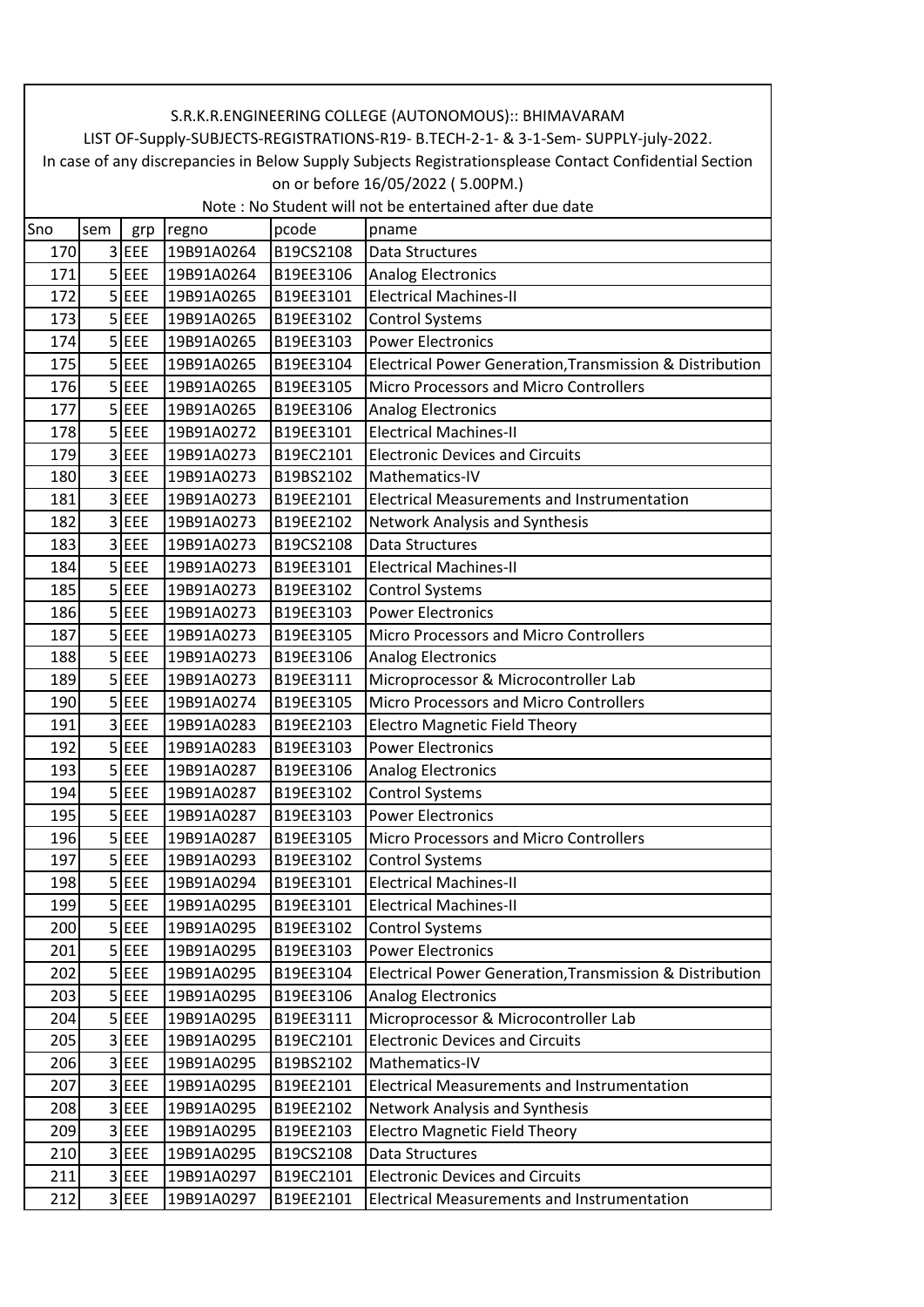S.R.K.R.ENGINEERING COLLEGE (AUTONOMOUS):: BHIMAVARAM

LIST OF-Supply-SUBJECTS-REGISTRATIONS-R19- B.TECH-2-1- & 3-1-Sem- SUPPLY-july-2022.

In case of any discrepancies in Below Supply Subjects Registrationsplease Contact Confidential Section on or before 16/05/2022 ( 5.00PM.)

Note : No Student will not be entertained after due date

| Sno | sem | grp | regno | pcode | pname |
|---|---|---|---|---|---|
| 170 | 3 | EEE | 19B91A0264 | B19CS2108 | Data Structures |
| 171 | 5 | EEE | 19B91A0264 | B19EE3106 | Analog Electronics |
| 172 | 5 | EEE | 19B91A0265 | B19EE3101 | Electrical Machines-II |
| 173 | 5 | EEE | 19B91A0265 | B19EE3102 | Control Systems |
| 174 | 5 | EEE | 19B91A0265 | B19EE3103 | Power Electronics |
| 175 | 5 | EEE | 19B91A0265 | B19EE3104 | Electrical Power Generation,Transmission & Distribution |
| 176 | 5 | EEE | 19B91A0265 | B19EE3105 | Micro Processors and Micro Controllers |
| 177 | 5 | EEE | 19B91A0265 | B19EE3106 | Analog Electronics |
| 178 | 5 | EEE | 19B91A0272 | B19EE3101 | Electrical Machines-II |
| 179 | 3 | EEE | 19B91A0273 | B19EC2101 | Electronic Devices and Circuits |
| 180 | 3 | EEE | 19B91A0273 | B19BS2102 | Mathematics-IV |
| 181 | 3 | EEE | 19B91A0273 | B19EE2101 | Electrical Measurements and Instrumentation |
| 182 | 3 | EEE | 19B91A0273 | B19EE2102 | Network Analysis and Synthesis |
| 183 | 3 | EEE | 19B91A0273 | B19CS2108 | Data Structures |
| 184 | 5 | EEE | 19B91A0273 | B19EE3101 | Electrical Machines-II |
| 185 | 5 | EEE | 19B91A0273 | B19EE3102 | Control Systems |
| 186 | 5 | EEE | 19B91A0273 | B19EE3103 | Power Electronics |
| 187 | 5 | EEE | 19B91A0273 | B19EE3105 | Micro Processors and Micro Controllers |
| 188 | 5 | EEE | 19B91A0273 | B19EE3106 | Analog Electronics |
| 189 | 5 | EEE | 19B91A0273 | B19EE3111 | Microprocessor & Microcontroller Lab |
| 190 | 5 | EEE | 19B91A0274 | B19EE3105 | Micro Processors and Micro Controllers |
| 191 | 3 | EEE | 19B91A0283 | B19EE2103 | Electro Magnetic Field Theory |
| 192 | 5 | EEE | 19B91A0283 | B19EE3103 | Power Electronics |
| 193 | 5 | EEE | 19B91A0287 | B19EE3106 | Analog Electronics |
| 194 | 5 | EEE | 19B91A0287 | B19EE3102 | Control Systems |
| 195 | 5 | EEE | 19B91A0287 | B19EE3103 | Power Electronics |
| 196 | 5 | EEE | 19B91A0287 | B19EE3105 | Micro Processors and Micro Controllers |
| 197 | 5 | EEE | 19B91A0293 | B19EE3102 | Control Systems |
| 198 | 5 | EEE | 19B91A0294 | B19EE3101 | Electrical Machines-II |
| 199 | 5 | EEE | 19B91A0295 | B19EE3101 | Electrical Machines-II |
| 200 | 5 | EEE | 19B91A0295 | B19EE3102 | Control Systems |
| 201 | 5 | EEE | 19B91A0295 | B19EE3103 | Power Electronics |
| 202 | 5 | EEE | 19B91A0295 | B19EE3104 | Electrical Power Generation,Transmission & Distribution |
| 203 | 5 | EEE | 19B91A0295 | B19EE3106 | Analog Electronics |
| 204 | 5 | EEE | 19B91A0295 | B19EE3111 | Microprocessor & Microcontroller Lab |
| 205 | 3 | EEE | 19B91A0295 | B19EC2101 | Electronic Devices and Circuits |
| 206 | 3 | EEE | 19B91A0295 | B19BS2102 | Mathematics-IV |
| 207 | 3 | EEE | 19B91A0295 | B19EE2101 | Electrical Measurements and Instrumentation |
| 208 | 3 | EEE | 19B91A0295 | B19EE2102 | Network Analysis and Synthesis |
| 209 | 3 | EEE | 19B91A0295 | B19EE2103 | Electro Magnetic Field Theory |
| 210 | 3 | EEE | 19B91A0295 | B19CS2108 | Data Structures |
| 211 | 3 | EEE | 19B91A0297 | B19EC2101 | Electronic Devices and Circuits |
| 212 | 3 | EEE | 19B91A0297 | B19EE2101 | Electrical Measurements and Instrumentation |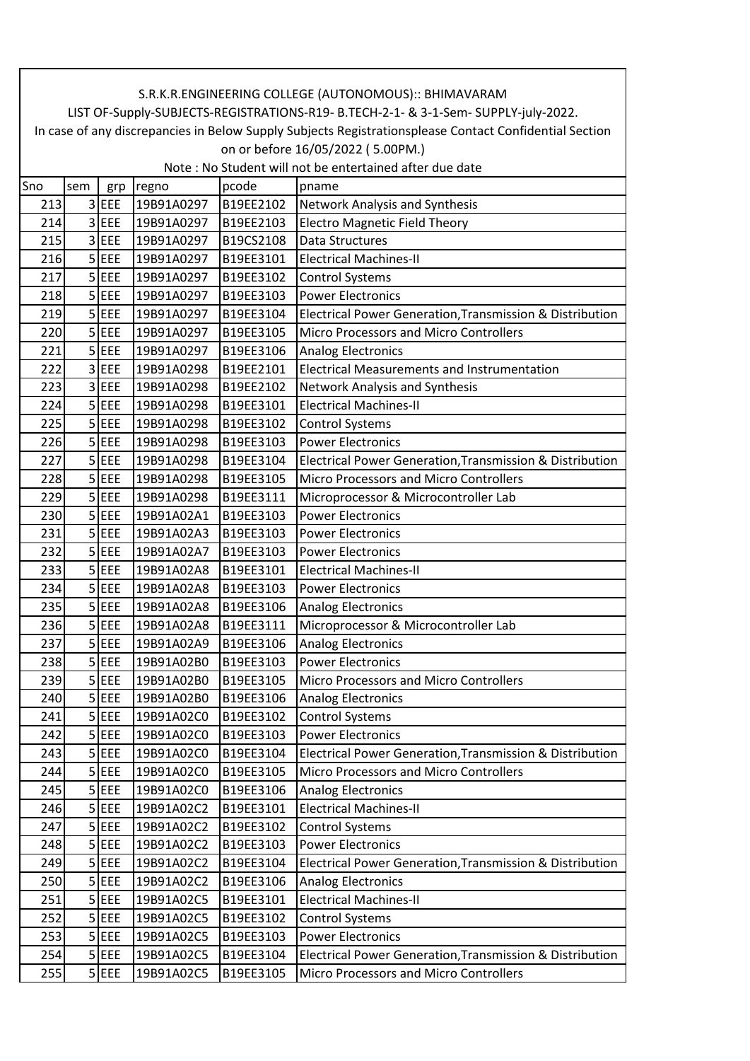S.R.K.R.ENGINEERING COLLEGE (AUTONOMOUS):: BHIMAVARAM

LIST OF-Supply-SUBJECTS-REGISTRATIONS-R19- B.TECH-2-1- & 3-1-Sem- SUPPLY-july-2022.

In case of any discrepancies in Below Supply Subjects Registrationsplease Contact Confidential Section on or before 16/05/2022 ( 5.00PM.)

Note : No Student will not be entertained after due date

| Sno | sem | grp | regno | pcode | pname |
|---|---|---|---|---|---|
| 213 | 3 | EEE | 19B91A0297 | B19EE2102 | Network Analysis and Synthesis |
| 214 | 3 | EEE | 19B91A0297 | B19EE2103 | Electro Magnetic Field Theory |
| 215 | 3 | EEE | 19B91A0297 | B19CS2108 | Data Structures |
| 216 | 5 | EEE | 19B91A0297 | B19EE3101 | Electrical Machines-II |
| 217 | 5 | EEE | 19B91A0297 | B19EE3102 | Control Systems |
| 218 | 5 | EEE | 19B91A0297 | B19EE3103 | Power Electronics |
| 219 | 5 | EEE | 19B91A0297 | B19EE3104 | Electrical Power Generation,Transmission & Distribution |
| 220 | 5 | EEE | 19B91A0297 | B19EE3105 | Micro Processors and Micro Controllers |
| 221 | 5 | EEE | 19B91A0297 | B19EE3106 | Analog Electronics |
| 222 | 3 | EEE | 19B91A0298 | B19EE2101 | Electrical Measurements and Instrumentation |
| 223 | 3 | EEE | 19B91A0298 | B19EE2102 | Network Analysis and Synthesis |
| 224 | 5 | EEE | 19B91A0298 | B19EE3101 | Electrical Machines-II |
| 225 | 5 | EEE | 19B91A0298 | B19EE3102 | Control Systems |
| 226 | 5 | EEE | 19B91A0298 | B19EE3103 | Power Electronics |
| 227 | 5 | EEE | 19B91A0298 | B19EE3104 | Electrical Power Generation,Transmission & Distribution |
| 228 | 5 | EEE | 19B91A0298 | B19EE3105 | Micro Processors and Micro Controllers |
| 229 | 5 | EEE | 19B91A0298 | B19EE3111 | Microprocessor & Microcontroller Lab |
| 230 | 5 | EEE | 19B91A02A1 | B19EE3103 | Power Electronics |
| 231 | 5 | EEE | 19B91A02A3 | B19EE3103 | Power Electronics |
| 232 | 5 | EEE | 19B91A02A7 | B19EE3103 | Power Electronics |
| 233 | 5 | EEE | 19B91A02A8 | B19EE3101 | Electrical Machines-II |
| 234 | 5 | EEE | 19B91A02A8 | B19EE3103 | Power Electronics |
| 235 | 5 | EEE | 19B91A02A8 | B19EE3106 | Analog Electronics |
| 236 | 5 | EEE | 19B91A02A8 | B19EE3111 | Microprocessor & Microcontroller Lab |
| 237 | 5 | EEE | 19B91A02A9 | B19EE3106 | Analog Electronics |
| 238 | 5 | EEE | 19B91A02B0 | B19EE3103 | Power Electronics |
| 239 | 5 | EEE | 19B91A02B0 | B19EE3105 | Micro Processors and Micro Controllers |
| 240 | 5 | EEE | 19B91A02B0 | B19EE3106 | Analog Electronics |
| 241 | 5 | EEE | 19B91A02C0 | B19EE3102 | Control Systems |
| 242 | 5 | EEE | 19B91A02C0 | B19EE3103 | Power Electronics |
| 243 | 5 | EEE | 19B91A02C0 | B19EE3104 | Electrical Power Generation,Transmission & Distribution |
| 244 | 5 | EEE | 19B91A02C0 | B19EE3105 | Micro Processors and Micro Controllers |
| 245 | 5 | EEE | 19B91A02C0 | B19EE3106 | Analog Electronics |
| 246 | 5 | EEE | 19B91A02C2 | B19EE3101 | Electrical Machines-II |
| 247 | 5 | EEE | 19B91A02C2 | B19EE3102 | Control Systems |
| 248 | 5 | EEE | 19B91A02C2 | B19EE3103 | Power Electronics |
| 249 | 5 | EEE | 19B91A02C2 | B19EE3104 | Electrical Power Generation,Transmission & Distribution |
| 250 | 5 | EEE | 19B91A02C2 | B19EE3106 | Analog Electronics |
| 251 | 5 | EEE | 19B91A02C5 | B19EE3101 | Electrical Machines-II |
| 252 | 5 | EEE | 19B91A02C5 | B19EE3102 | Control Systems |
| 253 | 5 | EEE | 19B91A02C5 | B19EE3103 | Power Electronics |
| 254 | 5 | EEE | 19B91A02C5 | B19EE3104 | Electrical Power Generation,Transmission & Distribution |
| 255 | 5 | EEE | 19B91A02C5 | B19EE3105 | Micro Processors and Micro Controllers |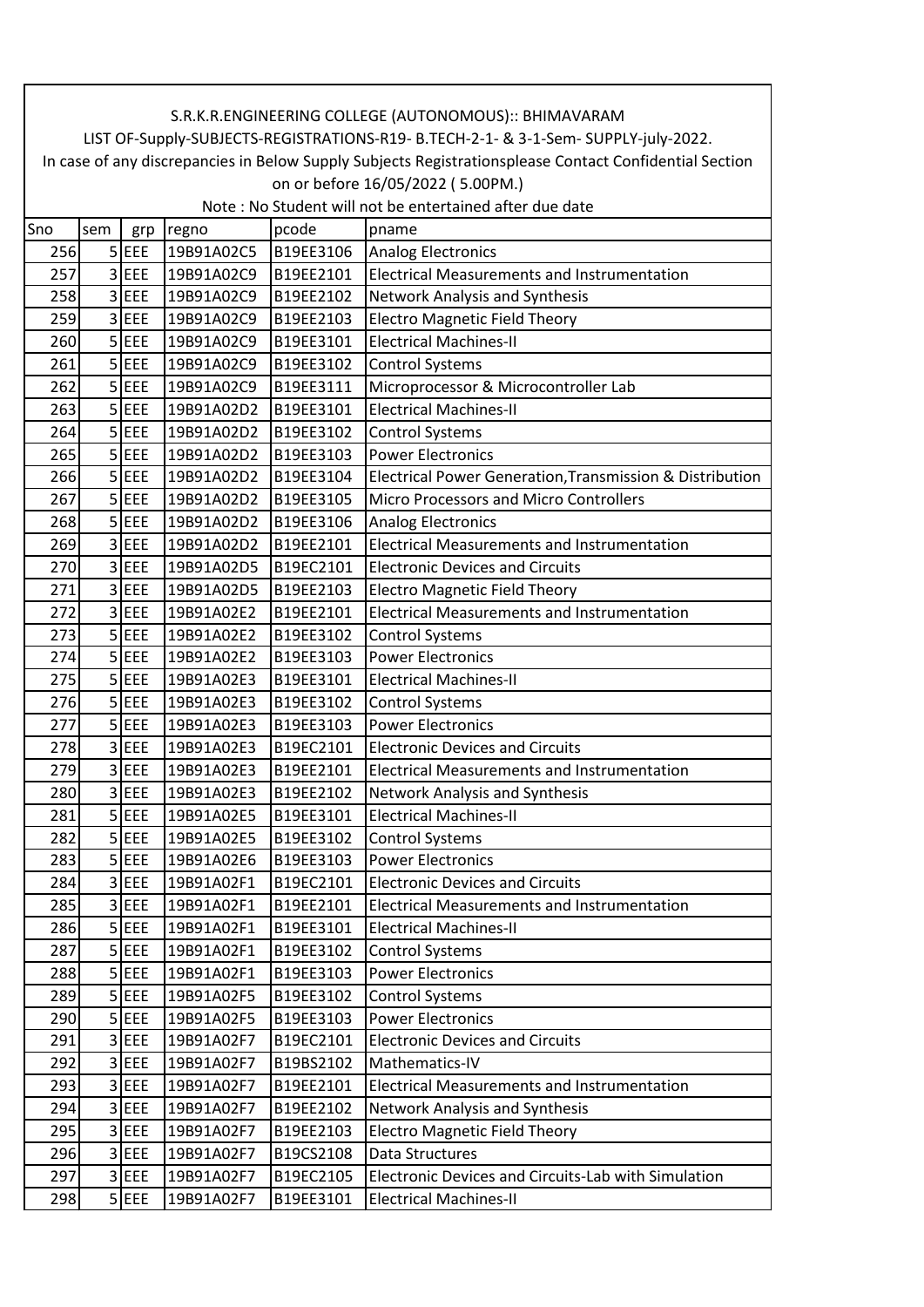S.R.K.R.ENGINEERING COLLEGE (AUTONOMOUS):: BHIMAVARAM

LIST OF-Supply-SUBJECTS-REGISTRATIONS-R19- B.TECH-2-1- & 3-1-Sem- SUPPLY-july-2022.

In case of any discrepancies in Below Supply Subjects Registrationsplease Contact Confidential Section on or before 16/05/2022 ( 5.00PM.)

Note : No Student will not be entertained after due date

| Sno | sem | grp | regno | pcode | pname |
|---|---|---|---|---|---|
| 256 | 5 | EEE | 19B91A02C5 | B19EE3106 | Analog Electronics |
| 257 | 3 | EEE | 19B91A02C9 | B19EE2101 | Electrical Measurements and Instrumentation |
| 258 | 3 | EEE | 19B91A02C9 | B19EE2102 | Network Analysis and Synthesis |
| 259 | 3 | EEE | 19B91A02C9 | B19EE2103 | Electro Magnetic Field Theory |
| 260 | 5 | EEE | 19B91A02C9 | B19EE3101 | Electrical Machines-II |
| 261 | 5 | EEE | 19B91A02C9 | B19EE3102 | Control Systems |
| 262 | 5 | EEE | 19B91A02C9 | B19EE3111 | Microprocessor & Microcontroller Lab |
| 263 | 5 | EEE | 19B91A02D2 | B19EE3101 | Electrical Machines-II |
| 264 | 5 | EEE | 19B91A02D2 | B19EE3102 | Control Systems |
| 265 | 5 | EEE | 19B91A02D2 | B19EE3103 | Power Electronics |
| 266 | 5 | EEE | 19B91A02D2 | B19EE3104 | Electrical Power Generation,Transmission & Distribution |
| 267 | 5 | EEE | 19B91A02D2 | B19EE3105 | Micro Processors and Micro Controllers |
| 268 | 5 | EEE | 19B91A02D2 | B19EE3106 | Analog Electronics |
| 269 | 3 | EEE | 19B91A02D2 | B19EE2101 | Electrical Measurements and Instrumentation |
| 270 | 3 | EEE | 19B91A02D5 | B19EC2101 | Electronic Devices and Circuits |
| 271 | 3 | EEE | 19B91A02D5 | B19EE2103 | Electro Magnetic Field Theory |
| 272 | 3 | EEE | 19B91A02E2 | B19EE2101 | Electrical Measurements and Instrumentation |
| 273 | 5 | EEE | 19B91A02E2 | B19EE3102 | Control Systems |
| 274 | 5 | EEE | 19B91A02E2 | B19EE3103 | Power Electronics |
| 275 | 5 | EEE | 19B91A02E3 | B19EE3101 | Electrical Machines-II |
| 276 | 5 | EEE | 19B91A02E3 | B19EE3102 | Control Systems |
| 277 | 5 | EEE | 19B91A02E3 | B19EE3103 | Power Electronics |
| 278 | 3 | EEE | 19B91A02E3 | B19EC2101 | Electronic Devices and Circuits |
| 279 | 3 | EEE | 19B91A02E3 | B19EE2101 | Electrical Measurements and Instrumentation |
| 280 | 3 | EEE | 19B91A02E3 | B19EE2102 | Network Analysis and Synthesis |
| 281 | 5 | EEE | 19B91A02E5 | B19EE3101 | Electrical Machines-II |
| 282 | 5 | EEE | 19B91A02E5 | B19EE3102 | Control Systems |
| 283 | 5 | EEE | 19B91A02E6 | B19EE3103 | Power Electronics |
| 284 | 3 | EEE | 19B91A02F1 | B19EC2101 | Electronic Devices and Circuits |
| 285 | 3 | EEE | 19B91A02F1 | B19EE2101 | Electrical Measurements and Instrumentation |
| 286 | 5 | EEE | 19B91A02F1 | B19EE3101 | Electrical Machines-II |
| 287 | 5 | EEE | 19B91A02F1 | B19EE3102 | Control Systems |
| 288 | 5 | EEE | 19B91A02F1 | B19EE3103 | Power Electronics |
| 289 | 5 | EEE | 19B91A02F5 | B19EE3102 | Control Systems |
| 290 | 5 | EEE | 19B91A02F5 | B19EE3103 | Power Electronics |
| 291 | 3 | EEE | 19B91A02F7 | B19EC2101 | Electronic Devices and Circuits |
| 292 | 3 | EEE | 19B91A02F7 | B19BS2102 | Mathematics-IV |
| 293 | 3 | EEE | 19B91A02F7 | B19EE2101 | Electrical Measurements and Instrumentation |
| 294 | 3 | EEE | 19B91A02F7 | B19EE2102 | Network Analysis and Synthesis |
| 295 | 3 | EEE | 19B91A02F7 | B19EE2103 | Electro Magnetic Field Theory |
| 296 | 3 | EEE | 19B91A02F7 | B19CS2108 | Data Structures |
| 297 | 3 | EEE | 19B91A02F7 | B19EC2105 | Electronic Devices and Circuits-Lab with Simulation |
| 298 | 5 | EEE | 19B91A02F7 | B19EE3101 | Electrical Machines-II |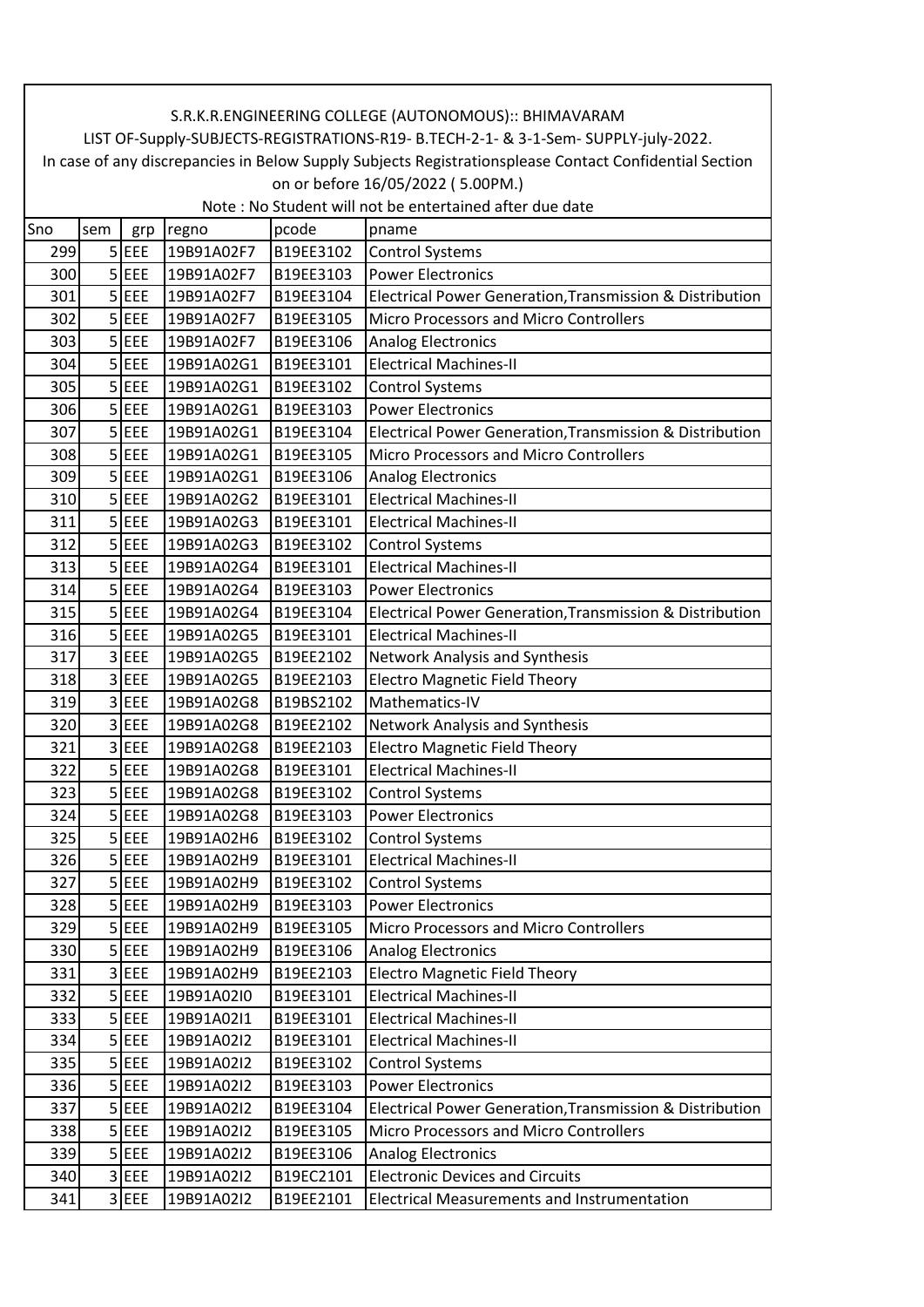S.R.K.R.ENGINEERING COLLEGE (AUTONOMOUS):: BHIMAVARAM

LIST OF-Supply-SUBJECTS-REGISTRATIONS-R19- B.TECH-2-1- & 3-1-Sem- SUPPLY-july-2022.

In case of any discrepancies in Below Supply Subjects Registrationsplease Contact Confidential Section on or before 16/05/2022 ( 5.00PM.)

Note : No Student will not be entertained after due date

| Sno | sem | grp | regno | pcode | pname |
|---|---|---|---|---|---|
| 299 | 5 | EEE | 19B91A02F7 | B19EE3102 | Control Systems |
| 300 | 5 | EEE | 19B91A02F7 | B19EE3103 | Power Electronics |
| 301 | 5 | EEE | 19B91A02F7 | B19EE3104 | Electrical Power Generation,Transmission & Distribution |
| 302 | 5 | EEE | 19B91A02F7 | B19EE3105 | Micro Processors and Micro Controllers |
| 303 | 5 | EEE | 19B91A02F7 | B19EE3106 | Analog Electronics |
| 304 | 5 | EEE | 19B91A02G1 | B19EE3101 | Electrical Machines-II |
| 305 | 5 | EEE | 19B91A02G1 | B19EE3102 | Control Systems |
| 306 | 5 | EEE | 19B91A02G1 | B19EE3103 | Power Electronics |
| 307 | 5 | EEE | 19B91A02G1 | B19EE3104 | Electrical Power Generation,Transmission & Distribution |
| 308 | 5 | EEE | 19B91A02G1 | B19EE3105 | Micro Processors and Micro Controllers |
| 309 | 5 | EEE | 19B91A02G1 | B19EE3106 | Analog Electronics |
| 310 | 5 | EEE | 19B91A02G2 | B19EE3101 | Electrical Machines-II |
| 311 | 5 | EEE | 19B91A02G3 | B19EE3101 | Electrical Machines-II |
| 312 | 5 | EEE | 19B91A02G3 | B19EE3102 | Control Systems |
| 313 | 5 | EEE | 19B91A02G4 | B19EE3101 | Electrical Machines-II |
| 314 | 5 | EEE | 19B91A02G4 | B19EE3103 | Power Electronics |
| 315 | 5 | EEE | 19B91A02G4 | B19EE3104 | Electrical Power Generation,Transmission & Distribution |
| 316 | 5 | EEE | 19B91A02G5 | B19EE3101 | Electrical Machines-II |
| 317 | 3 | EEE | 19B91A02G5 | B19EE2102 | Network Analysis and Synthesis |
| 318 | 3 | EEE | 19B91A02G5 | B19EE2103 | Electro Magnetic Field Theory |
| 319 | 3 | EEE | 19B91A02G8 | B19BS2102 | Mathematics-IV |
| 320 | 3 | EEE | 19B91A02G8 | B19EE2102 | Network Analysis and Synthesis |
| 321 | 3 | EEE | 19B91A02G8 | B19EE2103 | Electro Magnetic Field Theory |
| 322 | 5 | EEE | 19B91A02G8 | B19EE3101 | Electrical Machines-II |
| 323 | 5 | EEE | 19B91A02G8 | B19EE3102 | Control Systems |
| 324 | 5 | EEE | 19B91A02G8 | B19EE3103 | Power Electronics |
| 325 | 5 | EEE | 19B91A02H6 | B19EE3102 | Control Systems |
| 326 | 5 | EEE | 19B91A02H9 | B19EE3101 | Electrical Machines-II |
| 327 | 5 | EEE | 19B91A02H9 | B19EE3102 | Control Systems |
| 328 | 5 | EEE | 19B91A02H9 | B19EE3103 | Power Electronics |
| 329 | 5 | EEE | 19B91A02H9 | B19EE3105 | Micro Processors and Micro Controllers |
| 330 | 5 | EEE | 19B91A02H9 | B19EE3106 | Analog Electronics |
| 331 | 3 | EEE | 19B91A02H9 | B19EE2103 | Electro Magnetic Field Theory |
| 332 | 5 | EEE | 19B91A02I0 | B19EE3101 | Electrical Machines-II |
| 333 | 5 | EEE | 19B91A02I1 | B19EE3101 | Electrical Machines-II |
| 334 | 5 | EEE | 19B91A02I2 | B19EE3101 | Electrical Machines-II |
| 335 | 5 | EEE | 19B91A02I2 | B19EE3102 | Control Systems |
| 336 | 5 | EEE | 19B91A02I2 | B19EE3103 | Power Electronics |
| 337 | 5 | EEE | 19B91A02I2 | B19EE3104 | Electrical Power Generation,Transmission & Distribution |
| 338 | 5 | EEE | 19B91A02I2 | B19EE3105 | Micro Processors and Micro Controllers |
| 339 | 5 | EEE | 19B91A02I2 | B19EE3106 | Analog Electronics |
| 340 | 3 | EEE | 19B91A02I2 | B19EC2101 | Electronic Devices and Circuits |
| 341 | 3 | EEE | 19B91A02I2 | B19EE2101 | Electrical Measurements and Instrumentation |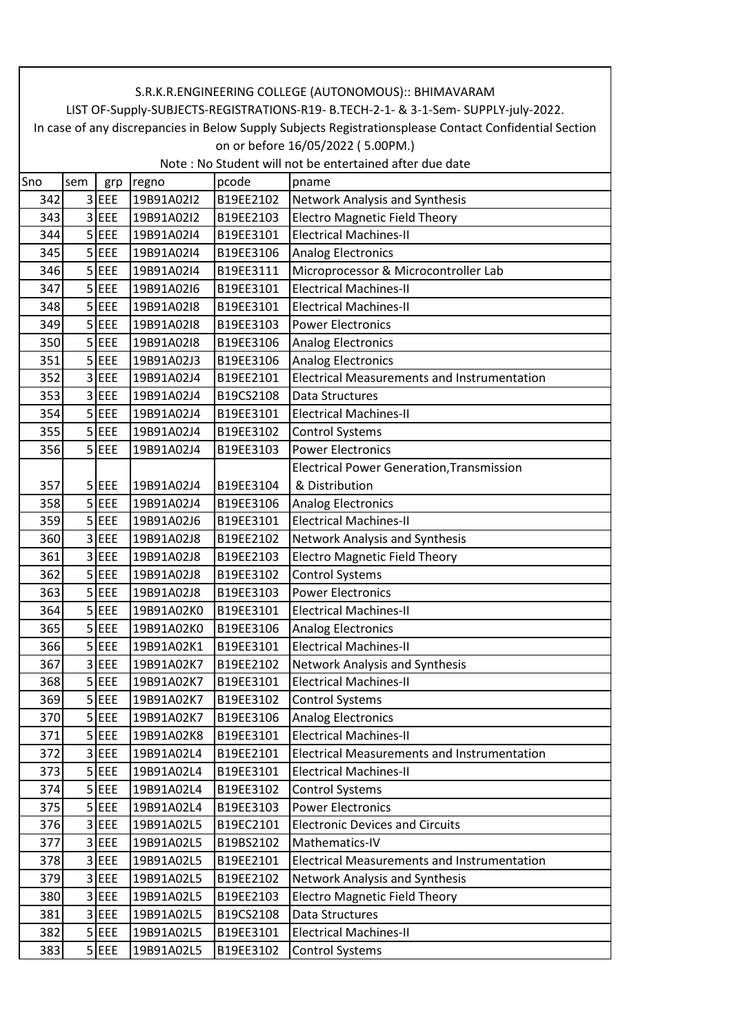S.R.K.R.ENGINEERING COLLEGE (AUTONOMOUS):: BHIMAVARAM

LIST OF-Supply-SUBJECTS-REGISTRATIONS-R19- B.TECH-2-1- & 3-1-Sem- SUPPLY-july-2022.

In case of any discrepancies in Below Supply Subjects Registrationsplease Contact Confidential Section on or before 16/05/2022 ( 5.00PM.)

Note : No Student will not be entertained after due date

| Sno | sem | grp | regno | pcode | pname |
|---|---|---|---|---|---|
| 342 | 3 | EEE | 19B91A02I2 | B19EE2102 | Network Analysis and Synthesis |
| 343 | 3 | EEE | 19B91A02I2 | B19EE2103 | Electro Magnetic Field Theory |
| 344 | 5 | EEE | 19B91A02I4 | B19EE3101 | Electrical Machines-II |
| 345 | 5 | EEE | 19B91A02I4 | B19EE3106 | Analog Electronics |
| 346 | 5 | EEE | 19B91A02I4 | B19EE3111 | Microprocessor & Microcontroller Lab |
| 347 | 5 | EEE | 19B91A02I6 | B19EE3101 | Electrical Machines-II |
| 348 | 5 | EEE | 19B91A02I8 | B19EE3101 | Electrical Machines-II |
| 349 | 5 | EEE | 19B91A02I8 | B19EE3103 | Power Electronics |
| 350 | 5 | EEE | 19B91A02I8 | B19EE3106 | Analog Electronics |
| 351 | 5 | EEE | 19B91A02J3 | B19EE3106 | Analog Electronics |
| 352 | 3 | EEE | 19B91A02J4 | B19EE2101 | Electrical Measurements and Instrumentation |
| 353 | 3 | EEE | 19B91A02J4 | B19CS2108 | Data Structures |
| 354 | 5 | EEE | 19B91A02J4 | B19EE3101 | Electrical Machines-II |
| 355 | 5 | EEE | 19B91A02J4 | B19EE3102 | Control Systems |
| 356 | 5 | EEE | 19B91A02J4 | B19EE3103 | Power Electronics |
| 357 | 5 | EEE | 19B91A02J4 | B19EE3104 | Electrical Power Generation,Transmission & Distribution |
| 358 | 5 | EEE | 19B91A02J4 | B19EE3106 | Analog Electronics |
| 359 | 5 | EEE | 19B91A02J6 | B19EE3101 | Electrical Machines-II |
| 360 | 3 | EEE | 19B91A02J8 | B19EE2102 | Network Analysis and Synthesis |
| 361 | 3 | EEE | 19B91A02J8 | B19EE2103 | Electro Magnetic Field Theory |
| 362 | 5 | EEE | 19B91A02J8 | B19EE3102 | Control Systems |
| 363 | 5 | EEE | 19B91A02J8 | B19EE3103 | Power Electronics |
| 364 | 5 | EEE | 19B91A02K0 | B19EE3101 | Electrical Machines-II |
| 365 | 5 | EEE | 19B91A02K0 | B19EE3106 | Analog Electronics |
| 366 | 5 | EEE | 19B91A02K1 | B19EE3101 | Electrical Machines-II |
| 367 | 3 | EEE | 19B91A02K7 | B19EE2102 | Network Analysis and Synthesis |
| 368 | 5 | EEE | 19B91A02K7 | B19EE3101 | Electrical Machines-II |
| 369 | 5 | EEE | 19B91A02K7 | B19EE3102 | Control Systems |
| 370 | 5 | EEE | 19B91A02K7 | B19EE3106 | Analog Electronics |
| 371 | 5 | EEE | 19B91A02K8 | B19EE3101 | Electrical Machines-II |
| 372 | 3 | EEE | 19B91A02L4 | B19EE2101 | Electrical Measurements and Instrumentation |
| 373 | 5 | EEE | 19B91A02L4 | B19EE3101 | Electrical Machines-II |
| 374 | 5 | EEE | 19B91A02L4 | B19EE3102 | Control Systems |
| 375 | 5 | EEE | 19B91A02L4 | B19EE3103 | Power Electronics |
| 376 | 3 | EEE | 19B91A02L5 | B19EC2101 | Electronic Devices and Circuits |
| 377 | 3 | EEE | 19B91A02L5 | B19BS2102 | Mathematics-IV |
| 378 | 3 | EEE | 19B91A02L5 | B19EE2101 | Electrical Measurements and Instrumentation |
| 379 | 3 | EEE | 19B91A02L5 | B19EE2102 | Network Analysis and Synthesis |
| 380 | 3 | EEE | 19B91A02L5 | B19EE2103 | Electro Magnetic Field Theory |
| 381 | 3 | EEE | 19B91A02L5 | B19CS2108 | Data Structures |
| 382 | 5 | EEE | 19B91A02L5 | B19EE3101 | Electrical Machines-II |
| 383 | 5 | EEE | 19B91A02L5 | B19EE3102 | Control Systems |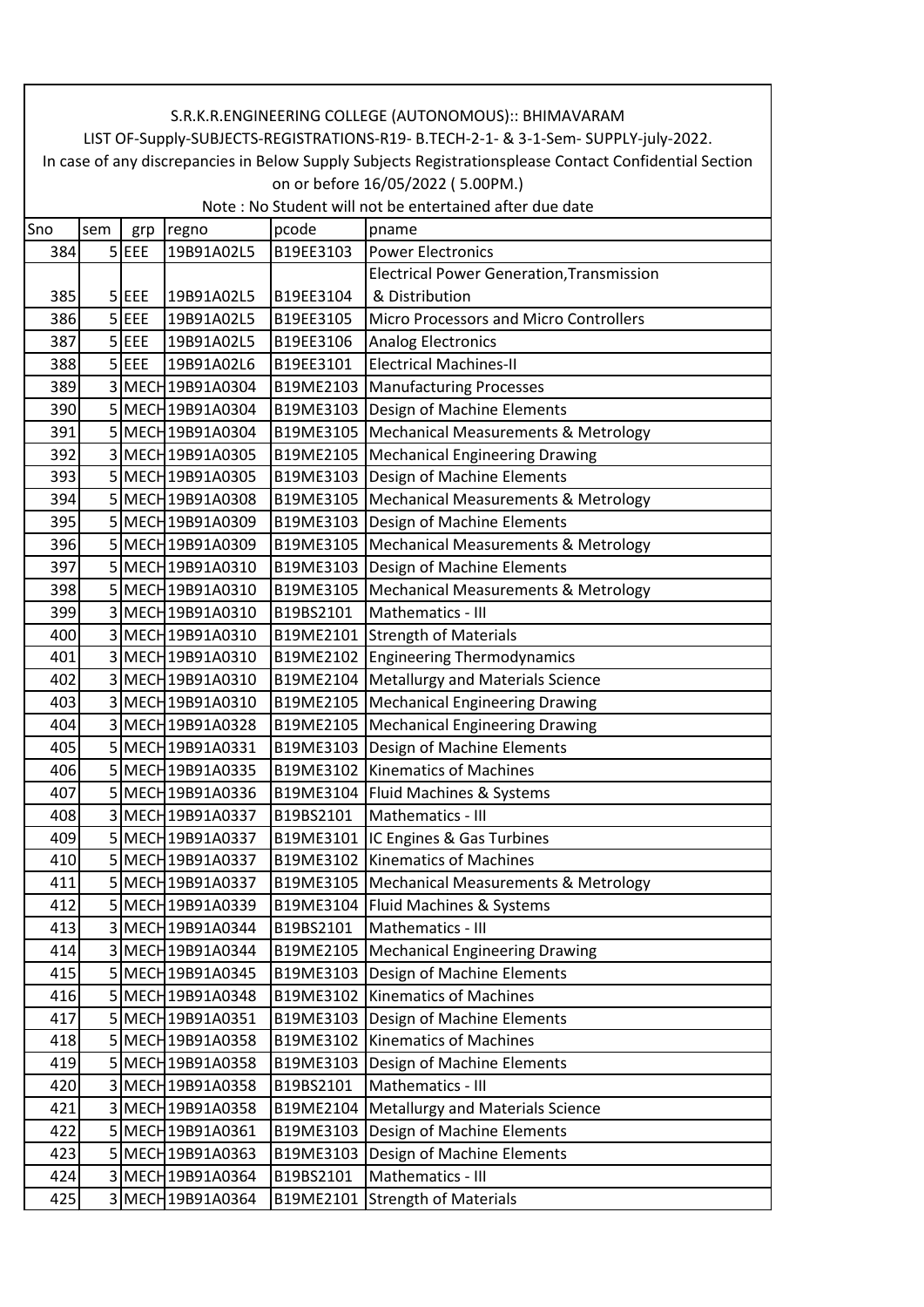S.R.K.R.ENGINEERING COLLEGE (AUTONOMOUS):: BHIMAVARAM

LIST OF-Supply-SUBJECTS-REGISTRATIONS-R19- B.TECH-2-1- & 3-1-Sem- SUPPLY-july-2022.

In case of any discrepancies in Below Supply Subjects Registrationsplease Contact Confidential Section on or before 16/05/2022 ( 5.00PM.)

Note : No Student will not be entertained after due date

| Sno | sem | grp | regno | pcode | pname |
|---|---|---|---|---|---|
| 384 | 5 | EEE | 19B91A02L5 | B19EE3103 | Power Electronics |
| 385 | 5 | EEE | 19B91A02L5 | B19EE3104 | Electrical Power Generation,Transmission & Distribution |
| 386 | 5 | EEE | 19B91A02L5 | B19EE3105 | Micro Processors and Micro Controllers |
| 387 | 5 | EEE | 19B91A02L5 | B19EE3106 | Analog Electronics |
| 388 | 5 | EEE | 19B91A02L6 | B19EE3101 | Electrical Machines-II |
| 389 | 3 | MECH | 19B91A0304 | B19ME2103 | Manufacturing Processes |
| 390 | 5 | MECH | 19B91A0304 | B19ME3103 | Design of Machine Elements |
| 391 | 5 | MECH | 19B91A0304 | B19ME3105 | Mechanical Measurements & Metrology |
| 392 | 3 | MECH | 19B91A0305 | B19ME2105 | Mechanical Engineering Drawing |
| 393 | 5 | MECH | 19B91A0305 | B19ME3103 | Design of Machine Elements |
| 394 | 5 | MECH | 19B91A0308 | B19ME3105 | Mechanical Measurements & Metrology |
| 395 | 5 | MECH | 19B91A0309 | B19ME3103 | Design of Machine Elements |
| 396 | 5 | MECH | 19B91A0309 | B19ME3105 | Mechanical Measurements & Metrology |
| 397 | 5 | MECH | 19B91A0310 | B19ME3103 | Design of Machine Elements |
| 398 | 5 | MECH | 19B91A0310 | B19ME3105 | Mechanical Measurements & Metrology |
| 399 | 3 | MECH | 19B91A0310 | B19BS2101 | Mathematics - III |
| 400 | 3 | MECH | 19B91A0310 | B19ME2101 | Strength of Materials |
| 401 | 3 | MECH | 19B91A0310 | B19ME2102 | Engineering Thermodynamics |
| 402 | 3 | MECH | 19B91A0310 | B19ME2104 | Metallurgy and Materials Science |
| 403 | 3 | MECH | 19B91A0310 | B19ME2105 | Mechanical Engineering Drawing |
| 404 | 3 | MECH | 19B91A0328 | B19ME2105 | Mechanical Engineering Drawing |
| 405 | 5 | MECH | 19B91A0331 | B19ME3103 | Design of Machine Elements |
| 406 | 5 | MECH | 19B91A0335 | B19ME3102 | Kinematics of Machines |
| 407 | 5 | MECH | 19B91A0336 | B19ME3104 | Fluid Machines & Systems |
| 408 | 3 | MECH | 19B91A0337 | B19BS2101 | Mathematics - III |
| 409 | 5 | MECH | 19B91A0337 | B19ME3101 | IC Engines & Gas Turbines |
| 410 | 5 | MECH | 19B91A0337 | B19ME3102 | Kinematics of Machines |
| 411 | 5 | MECH | 19B91A0337 | B19ME3105 | Mechanical Measurements & Metrology |
| 412 | 5 | MECH | 19B91A0339 | B19ME3104 | Fluid Machines & Systems |
| 413 | 3 | MECH | 19B91A0344 | B19BS2101 | Mathematics - III |
| 414 | 3 | MECH | 19B91A0344 | B19ME2105 | Mechanical Engineering Drawing |
| 415 | 5 | MECH | 19B91A0345 | B19ME3103 | Design of Machine Elements |
| 416 | 5 | MECH | 19B91A0348 | B19ME3102 | Kinematics of Machines |
| 417 | 5 | MECH | 19B91A0351 | B19ME3103 | Design of Machine Elements |
| 418 | 5 | MECH | 19B91A0358 | B19ME3102 | Kinematics of Machines |
| 419 | 5 | MECH | 19B91A0358 | B19ME3103 | Design of Machine Elements |
| 420 | 3 | MECH | 19B91A0358 | B19BS2101 | Mathematics - III |
| 421 | 3 | MECH | 19B91A0358 | B19ME2104 | Metallurgy and Materials Science |
| 422 | 5 | MECH | 19B91A0361 | B19ME3103 | Design of Machine Elements |
| 423 | 5 | MECH | 19B91A0363 | B19ME3103 | Design of Machine Elements |
| 424 | 3 | MECH | 19B91A0364 | B19BS2101 | Mathematics - III |
| 425 | 3 | MECH | 19B91A0364 | B19ME2101 | Strength of Materials |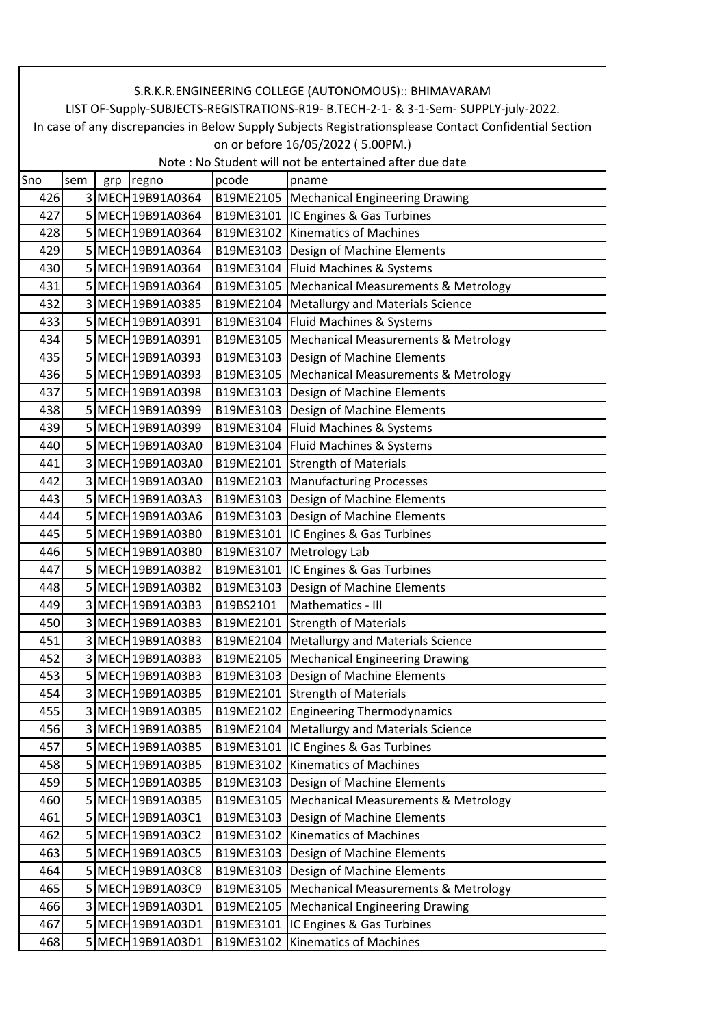S.R.K.R.ENGINEERING COLLEGE (AUTONOMOUS):: BHIMAVARAM

LIST OF-Supply-SUBJECTS-REGISTRATIONS-R19- B.TECH-2-1- & 3-1-Sem- SUPPLY-july-2022.

In case of any discrepancies in Below Supply Subjects Registrationsplease Contact Confidential Section on or before 16/05/2022 ( 5.00PM.)

Note : No Student will not be entertained after due date

| Sno | sem | grp | regno | pcode | pname |
|---|---|---|---|---|---|
| 426 | 3 | MECH | 19B91A0364 | B19ME2105 | Mechanical Engineering Drawing |
| 427 | 5 | MECH | 19B91A0364 | B19ME3101 | IC Engines & Gas Turbines |
| 428 | 5 | MECH | 19B91A0364 | B19ME3102 | Kinematics of Machines |
| 429 | 5 | MECH | 19B91A0364 | B19ME3103 | Design of Machine Elements |
| 430 | 5 | MECH | 19B91A0364 | B19ME3104 | Fluid Machines & Systems |
| 431 | 5 | MECH | 19B91A0364 | B19ME3105 | Mechanical Measurements & Metrology |
| 432 | 3 | MECH | 19B91A0385 | B19ME2104 | Metallurgy and Materials Science |
| 433 | 5 | MECH | 19B91A0391 | B19ME3104 | Fluid Machines & Systems |
| 434 | 5 | MECH | 19B91A0391 | B19ME3105 | Mechanical Measurements & Metrology |
| 435 | 5 | MECH | 19B91A0393 | B19ME3103 | Design of Machine Elements |
| 436 | 5 | MECH | 19B91A0393 | B19ME3105 | Mechanical Measurements & Metrology |
| 437 | 5 | MECH | 19B91A0398 | B19ME3103 | Design of Machine Elements |
| 438 | 5 | MECH | 19B91A0399 | B19ME3103 | Design of Machine Elements |
| 439 | 5 | MECH | 19B91A0399 | B19ME3104 | Fluid Machines & Systems |
| 440 | 5 | MECH | 19B91A03A0 | B19ME3104 | Fluid Machines & Systems |
| 441 | 3 | MECH | 19B91A03A0 | B19ME2101 | Strength of Materials |
| 442 | 3 | MECH | 19B91A03A0 | B19ME2103 | Manufacturing Processes |
| 443 | 5 | MECH | 19B91A03A3 | B19ME3103 | Design of Machine Elements |
| 444 | 5 | MECH | 19B91A03A6 | B19ME3103 | Design of Machine Elements |
| 445 | 5 | MECH | 19B91A03B0 | B19ME3101 | IC Engines & Gas Turbines |
| 446 | 5 | MECH | 19B91A03B0 | B19ME3107 | Metrology Lab |
| 447 | 5 | MECH | 19B91A03B2 | B19ME3101 | IC Engines & Gas Turbines |
| 448 | 5 | MECH | 19B91A03B2 | B19ME3103 | Design of Machine Elements |
| 449 | 3 | MECH | 19B91A03B3 | B19BS2101 | Mathematics - III |
| 450 | 3 | MECH | 19B91A03B3 | B19ME2101 | Strength of Materials |
| 451 | 3 | MECH | 19B91A03B3 | B19ME2104 | Metallurgy and Materials Science |
| 452 | 3 | MECH | 19B91A03B3 | B19ME2105 | Mechanical Engineering Drawing |
| 453 | 5 | MECH | 19B91A03B3 | B19ME3103 | Design of Machine Elements |
| 454 | 3 | MECH | 19B91A03B5 | B19ME2101 | Strength of Materials |
| 455 | 3 | MECH | 19B91A03B5 | B19ME2102 | Engineering Thermodynamics |
| 456 | 3 | MECH | 19B91A03B5 | B19ME2104 | Metallurgy and Materials Science |
| 457 | 5 | MECH | 19B91A03B5 | B19ME3101 | IC Engines & Gas Turbines |
| 458 | 5 | MECH | 19B91A03B5 | B19ME3102 | Kinematics of Machines |
| 459 | 5 | MECH | 19B91A03B5 | B19ME3103 | Design of Machine Elements |
| 460 | 5 | MECH | 19B91A03B5 | B19ME3105 | Mechanical Measurements & Metrology |
| 461 | 5 | MECH | 19B91A03C1 | B19ME3103 | Design of Machine Elements |
| 462 | 5 | MECH | 19B91A03C2 | B19ME3102 | Kinematics of Machines |
| 463 | 5 | MECH | 19B91A03C5 | B19ME3103 | Design of Machine Elements |
| 464 | 5 | MECH | 19B91A03C8 | B19ME3103 | Design of Machine Elements |
| 465 | 5 | MECH | 19B91A03C9 | B19ME3105 | Mechanical Measurements & Metrology |
| 466 | 3 | MECH | 19B91A03D1 | B19ME2105 | Mechanical Engineering Drawing |
| 467 | 5 | MECH | 19B91A03D1 | B19ME3101 | IC Engines & Gas Turbines |
| 468 | 5 | MECH | 19B91A03D1 | B19ME3102 | Kinematics of Machines |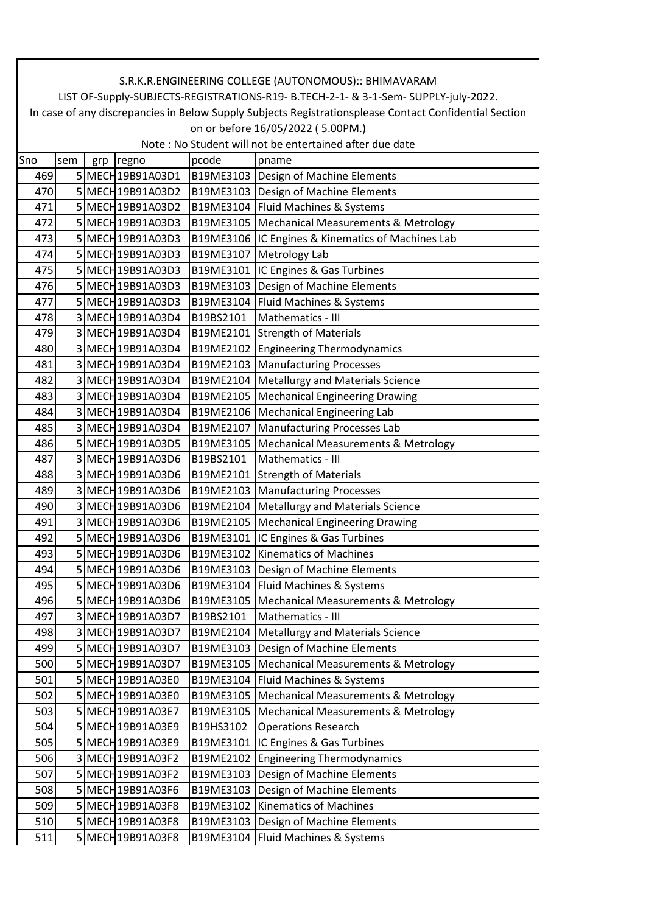S.R.K.R.ENGINEERING COLLEGE (AUTONOMOUS):: BHIMAVARAM

LIST OF-Supply-SUBJECTS-REGISTRATIONS-R19- B.TECH-2-1- & 3-1-Sem- SUPPLY-july-2022.

In case of any discrepancies in Below Supply Subjects Registrationsplease Contact Confidential Section on or before 16/05/2022 ( 5.00PM.)

Note : No Student will not be entertained after due date

| Sno | sem | grp | regno | pcode | pname |
|---|---|---|---|---|---|
| 469 | 5 | MECH | 19B91A03D1 | B19ME3103 | Design of Machine Elements |
| 470 | 5 | MECH | 19B91A03D2 | B19ME3103 | Design of Machine Elements |
| 471 | 5 | MECH | 19B91A03D2 | B19ME3104 | Fluid Machines & Systems |
| 472 | 5 | MECH | 19B91A03D3 | B19ME3105 | Mechanical Measurements & Metrology |
| 473 | 5 | MECH | 19B91A03D3 | B19ME3106 | IC Engines & Kinematics of Machines Lab |
| 474 | 5 | MECH | 19B91A03D3 | B19ME3107 | Metrology Lab |
| 475 | 5 | MECH | 19B91A03D3 | B19ME3101 | IC Engines & Gas Turbines |
| 476 | 5 | MECH | 19B91A03D3 | B19ME3103 | Design of Machine Elements |
| 477 | 5 | MECH | 19B91A03D3 | B19ME3104 | Fluid Machines & Systems |
| 478 | 3 | MECH | 19B91A03D4 | B19BS2101 | Mathematics - III |
| 479 | 3 | MECH | 19B91A03D4 | B19ME2101 | Strength of Materials |
| 480 | 3 | MECH | 19B91A03D4 | B19ME2102 | Engineering Thermodynamics |
| 481 | 3 | MECH | 19B91A03D4 | B19ME2103 | Manufacturing Processes |
| 482 | 3 | MECH | 19B91A03D4 | B19ME2104 | Metallurgy and Materials Science |
| 483 | 3 | MECH | 19B91A03D4 | B19ME2105 | Mechanical Engineering Drawing |
| 484 | 3 | MECH | 19B91A03D4 | B19ME2106 | Mechanical Engineering Lab |
| 485 | 3 | MECH | 19B91A03D4 | B19ME2107 | Manufacturing Processes Lab |
| 486 | 5 | MECH | 19B91A03D5 | B19ME3105 | Mechanical Measurements & Metrology |
| 487 | 3 | MECH | 19B91A03D6 | B19BS2101 | Mathematics - III |
| 488 | 3 | MECH | 19B91A03D6 | B19ME2101 | Strength of Materials |
| 489 | 3 | MECH | 19B91A03D6 | B19ME2103 | Manufacturing Processes |
| 490 | 3 | MECH | 19B91A03D6 | B19ME2104 | Metallurgy and Materials Science |
| 491 | 3 | MECH | 19B91A03D6 | B19ME2105 | Mechanical Engineering Drawing |
| 492 | 5 | MECH | 19B91A03D6 | B19ME3101 | IC Engines & Gas Turbines |
| 493 | 5 | MECH | 19B91A03D6 | B19ME3102 | Kinematics of Machines |
| 494 | 5 | MECH | 19B91A03D6 | B19ME3103 | Design of Machine Elements |
| 495 | 5 | MECH | 19B91A03D6 | B19ME3104 | Fluid Machines & Systems |
| 496 | 5 | MECH | 19B91A03D6 | B19ME3105 | Mechanical Measurements & Metrology |
| 497 | 3 | MECH | 19B91A03D7 | B19BS2101 | Mathematics - III |
| 498 | 3 | MECH | 19B91A03D7 | B19ME2104 | Metallurgy and Materials Science |
| 499 | 5 | MECH | 19B91A03D7 | B19ME3103 | Design of Machine Elements |
| 500 | 5 | MECH | 19B91A03D7 | B19ME3105 | Mechanical Measurements & Metrology |
| 501 | 5 | MECH | 19B91A03E0 | B19ME3104 | Fluid Machines & Systems |
| 502 | 5 | MECH | 19B91A03E0 | B19ME3105 | Mechanical Measurements & Metrology |
| 503 | 5 | MECH | 19B91A03E7 | B19ME3105 | Mechanical Measurements & Metrology |
| 504 | 5 | MECH | 19B91A03E9 | B19HS3102 | Operations Research |
| 505 | 5 | MECH | 19B91A03E9 | B19ME3101 | IC Engines & Gas Turbines |
| 506 | 3 | MECH | 19B91A03F2 | B19ME2102 | Engineering Thermodynamics |
| 507 | 5 | MECH | 19B91A03F2 | B19ME3103 | Design of Machine Elements |
| 508 | 5 | MECH | 19B91A03F6 | B19ME3103 | Design of Machine Elements |
| 509 | 5 | MECH | 19B91A03F8 | B19ME3102 | Kinematics of Machines |
| 510 | 5 | MECH | 19B91A03F8 | B19ME3103 | Design of Machine Elements |
| 511 | 5 | MECH | 19B91A03F8 | B19ME3104 | Fluid Machines & Systems |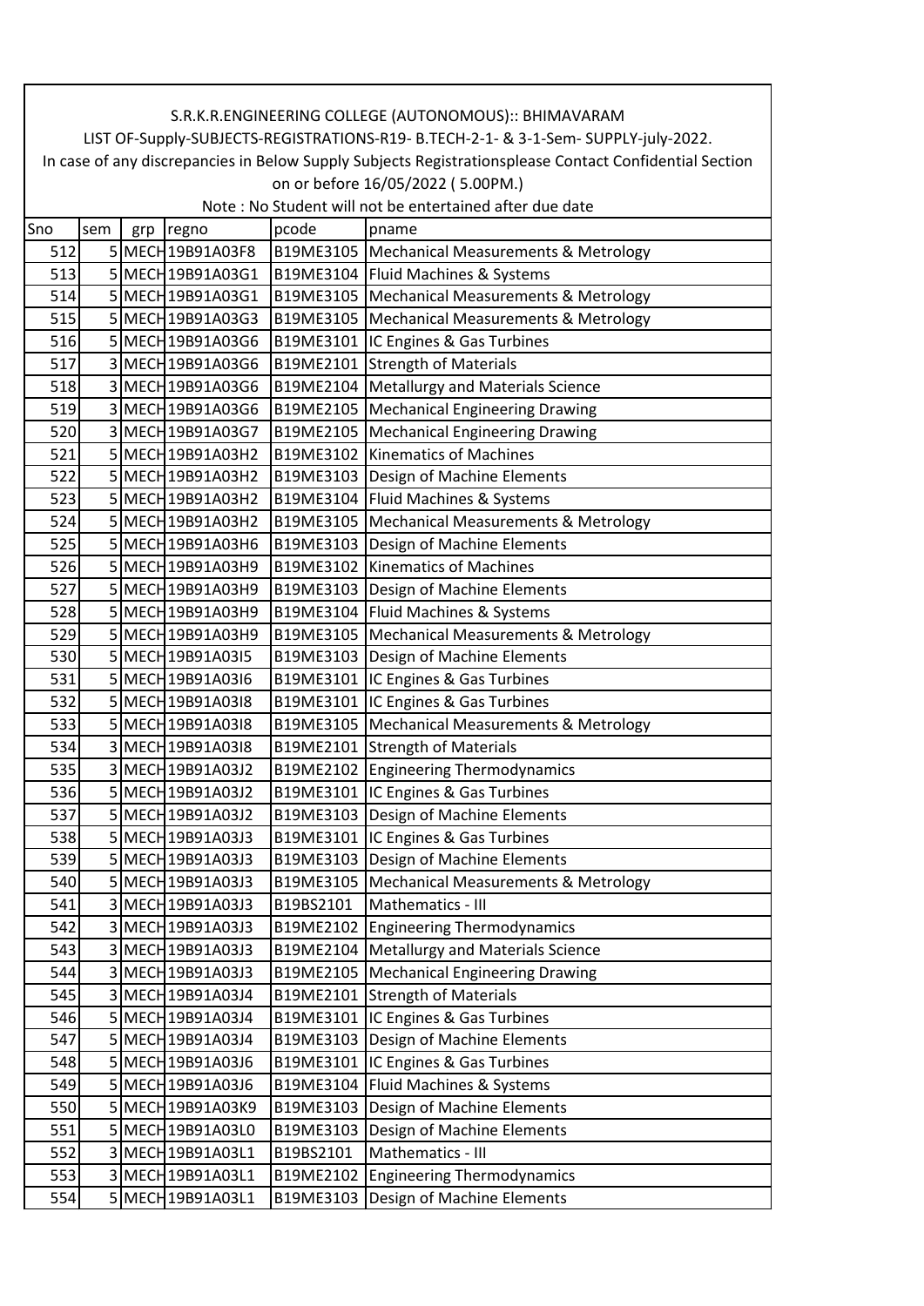S.R.K.R.ENGINEERING COLLEGE (AUTONOMOUS):: BHIMAVARAM

LIST OF-Supply-SUBJECTS-REGISTRATIONS-R19- B.TECH-2-1- & 3-1-Sem- SUPPLY-july-2022.

In case of any discrepancies in Below Supply Subjects Registrationsplease Contact Confidential Section on or before 16/05/2022 ( 5.00PM.)

Note : No Student will not be entertained after due date

| Sno | sem | grp | regno | pcode | pname |
|---|---|---|---|---|---|
| 512 | 5 | MECH | 19B91A03F8 | B19ME3105 | Mechanical Measurements & Metrology |
| 513 | 5 | MECH | 19B91A03G1 | B19ME3104 | Fluid Machines & Systems |
| 514 | 5 | MECH | 19B91A03G1 | B19ME3105 | Mechanical Measurements & Metrology |
| 515 | 5 | MECH | 19B91A03G3 | B19ME3105 | Mechanical Measurements & Metrology |
| 516 | 5 | MECH | 19B91A03G6 | B19ME3101 | IC Engines & Gas Turbines |
| 517 | 3 | MECH | 19B91A03G6 | B19ME2101 | Strength of Materials |
| 518 | 3 | MECH | 19B91A03G6 | B19ME2104 | Metallurgy and Materials Science |
| 519 | 3 | MECH | 19B91A03G6 | B19ME2105 | Mechanical Engineering Drawing |
| 520 | 3 | MECH | 19B91A03G7 | B19ME2105 | Mechanical Engineering Drawing |
| 521 | 5 | MECH | 19B91A03H2 | B19ME3102 | Kinematics of Machines |
| 522 | 5 | MECH | 19B91A03H2 | B19ME3103 | Design of Machine Elements |
| 523 | 5 | MECH | 19B91A03H2 | B19ME3104 | Fluid Machines & Systems |
| 524 | 5 | MECH | 19B91A03H2 | B19ME3105 | Mechanical Measurements & Metrology |
| 525 | 5 | MECH | 19B91A03H6 | B19ME3103 | Design of Machine Elements |
| 526 | 5 | MECH | 19B91A03H9 | B19ME3102 | Kinematics of Machines |
| 527 | 5 | MECH | 19B91A03H9 | B19ME3103 | Design of Machine Elements |
| 528 | 5 | MECH | 19B91A03H9 | B19ME3104 | Fluid Machines & Systems |
| 529 | 5 | MECH | 19B91A03H9 | B19ME3105 | Mechanical Measurements & Metrology |
| 530 | 5 | MECH | 19B91A03I5 | B19ME3103 | Design of Machine Elements |
| 531 | 5 | MECH | 19B91A03I6 | B19ME3101 | IC Engines & Gas Turbines |
| 532 | 5 | MECH | 19B91A03I8 | B19ME3101 | IC Engines & Gas Turbines |
| 533 | 5 | MECH | 19B91A03I8 | B19ME3105 | Mechanical Measurements & Metrology |
| 534 | 3 | MECH | 19B91A03I8 | B19ME2101 | Strength of Materials |
| 535 | 3 | MECH | 19B91A03J2 | B19ME2102 | Engineering Thermodynamics |
| 536 | 5 | MECH | 19B91A03J2 | B19ME3101 | IC Engines & Gas Turbines |
| 537 | 5 | MECH | 19B91A03J2 | B19ME3103 | Design of Machine Elements |
| 538 | 5 | MECH | 19B91A03J3 | B19ME3101 | IC Engines & Gas Turbines |
| 539 | 5 | MECH | 19B91A03J3 | B19ME3103 | Design of Machine Elements |
| 540 | 5 | MECH | 19B91A03J3 | B19ME3105 | Mechanical Measurements & Metrology |
| 541 | 3 | MECH | 19B91A03J3 | B19BS2101 | Mathematics - III |
| 542 | 3 | MECH | 19B91A03J3 | B19ME2102 | Engineering Thermodynamics |
| 543 | 3 | MECH | 19B91A03J3 | B19ME2104 | Metallurgy and Materials Science |
| 544 | 3 | MECH | 19B91A03J3 | B19ME2105 | Mechanical Engineering Drawing |
| 545 | 3 | MECH | 19B91A03J4 | B19ME2101 | Strength of Materials |
| 546 | 5 | MECH | 19B91A03J4 | B19ME3101 | IC Engines & Gas Turbines |
| 547 | 5 | MECH | 19B91A03J4 | B19ME3103 | Design of Machine Elements |
| 548 | 5 | MECH | 19B91A03J6 | B19ME3101 | IC Engines & Gas Turbines |
| 549 | 5 | MECH | 19B91A03J6 | B19ME3104 | Fluid Machines & Systems |
| 550 | 5 | MECH | 19B91A03K9 | B19ME3103 | Design of Machine Elements |
| 551 | 5 | MECH | 19B91A03L0 | B19ME3103 | Design of Machine Elements |
| 552 | 3 | MECH | 19B91A03L1 | B19BS2101 | Mathematics - III |
| 553 | 3 | MECH | 19B91A03L1 | B19ME2102 | Engineering Thermodynamics |
| 554 | 5 | MECH | 19B91A03L1 | B19ME3103 | Design of Machine Elements |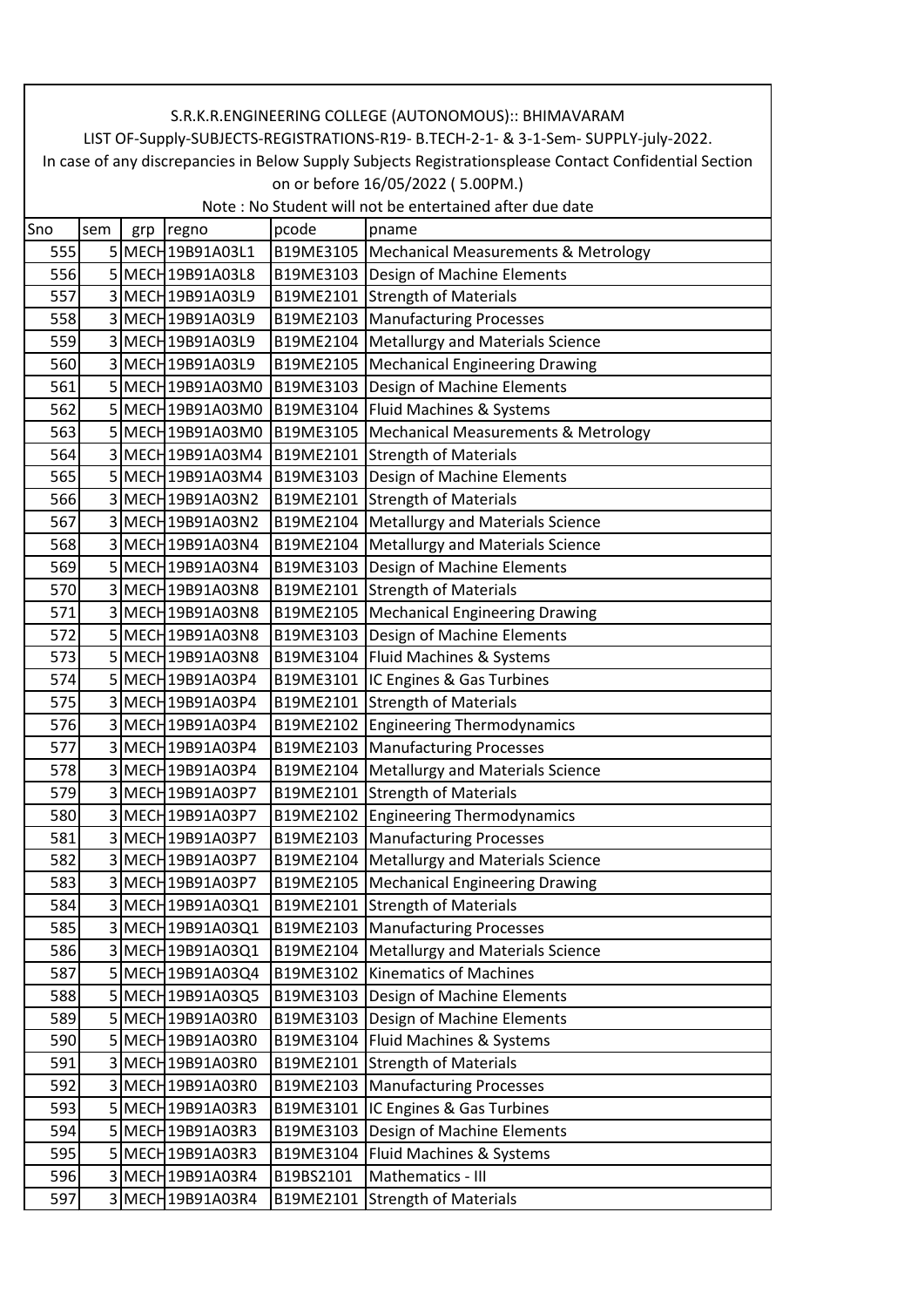S.R.K.R.ENGINEERING COLLEGE (AUTONOMOUS):: BHIMAVARAM

LIST OF-Supply-SUBJECTS-REGISTRATIONS-R19- B.TECH-2-1- & 3-1-Sem- SUPPLY-july-2022.

In case of any discrepancies in Below Supply Subjects Registrationsplease Contact Confidential Section on or before 16/05/2022 ( 5.00PM.)

Note : No Student will not be entertained after due date

| Sno | sem | grp | regno | pcode | pname |
|---|---|---|---|---|---|
| 555 | 5 | MECH | 19B91A03L1 | B19ME3105 | Mechanical Measurements & Metrology |
| 556 | 5 | MECH | 19B91A03L8 | B19ME3103 | Design of Machine Elements |
| 557 | 3 | MECH | 19B91A03L9 | B19ME2101 | Strength of Materials |
| 558 | 3 | MECH | 19B91A03L9 | B19ME2103 | Manufacturing Processes |
| 559 | 3 | MECH | 19B91A03L9 | B19ME2104 | Metallurgy and Materials Science |
| 560 | 3 | MECH | 19B91A03L9 | B19ME2105 | Mechanical Engineering Drawing |
| 561 | 5 | MECH | 19B91A03M0 | B19ME3103 | Design of Machine Elements |
| 562 | 5 | MECH | 19B91A03M0 | B19ME3104 | Fluid Machines & Systems |
| 563 | 5 | MECH | 19B91A03M0 | B19ME3105 | Mechanical Measurements & Metrology |
| 564 | 3 | MECH | 19B91A03M4 | B19ME2101 | Strength of Materials |
| 565 | 5 | MECH | 19B91A03M4 | B19ME3103 | Design of Machine Elements |
| 566 | 3 | MECH | 19B91A03N2 | B19ME2101 | Strength of Materials |
| 567 | 3 | MECH | 19B91A03N2 | B19ME2104 | Metallurgy and Materials Science |
| 568 | 3 | MECH | 19B91A03N4 | B19ME2104 | Metallurgy and Materials Science |
| 569 | 5 | MECH | 19B91A03N4 | B19ME3103 | Design of Machine Elements |
| 570 | 3 | MECH | 19B91A03N8 | B19ME2101 | Strength of Materials |
| 571 | 3 | MECH | 19B91A03N8 | B19ME2105 | Mechanical Engineering Drawing |
| 572 | 5 | MECH | 19B91A03N8 | B19ME3103 | Design of Machine Elements |
| 573 | 5 | MECH | 19B91A03N8 | B19ME3104 | Fluid Machines & Systems |
| 574 | 5 | MECH | 19B91A03P4 | B19ME3101 | IC Engines & Gas Turbines |
| 575 | 3 | MECH | 19B91A03P4 | B19ME2101 | Strength of Materials |
| 576 | 3 | MECH | 19B91A03P4 | B19ME2102 | Engineering Thermodynamics |
| 577 | 3 | MECH | 19B91A03P4 | B19ME2103 | Manufacturing Processes |
| 578 | 3 | MECH | 19B91A03P4 | B19ME2104 | Metallurgy and Materials Science |
| 579 | 3 | MECH | 19B91A03P7 | B19ME2101 | Strength of Materials |
| 580 | 3 | MECH | 19B91A03P7 | B19ME2102 | Engineering Thermodynamics |
| 581 | 3 | MECH | 19B91A03P7 | B19ME2103 | Manufacturing Processes |
| 582 | 3 | MECH | 19B91A03P7 | B19ME2104 | Metallurgy and Materials Science |
| 583 | 3 | MECH | 19B91A03P7 | B19ME2105 | Mechanical Engineering Drawing |
| 584 | 3 | MECH | 19B91A03Q1 | B19ME2101 | Strength of Materials |
| 585 | 3 | MECH | 19B91A03Q1 | B19ME2103 | Manufacturing Processes |
| 586 | 3 | MECH | 19B91A03Q1 | B19ME2104 | Metallurgy and Materials Science |
| 587 | 5 | MECH | 19B91A03Q4 | B19ME3102 | Kinematics of Machines |
| 588 | 5 | MECH | 19B91A03Q5 | B19ME3103 | Design of Machine Elements |
| 589 | 5 | MECH | 19B91A03R0 | B19ME3103 | Design of Machine Elements |
| 590 | 5 | MECH | 19B91A03R0 | B19ME3104 | Fluid Machines & Systems |
| 591 | 3 | MECH | 19B91A03R0 | B19ME2101 | Strength of Materials |
| 592 | 3 | MECH | 19B91A03R0 | B19ME2103 | Manufacturing Processes |
| 593 | 5 | MECH | 19B91A03R3 | B19ME3101 | IC Engines & Gas Turbines |
| 594 | 5 | MECH | 19B91A03R3 | B19ME3103 | Design of Machine Elements |
| 595 | 5 | MECH | 19B91A03R3 | B19ME3104 | Fluid Machines & Systems |
| 596 | 3 | MECH | 19B91A03R4 | B19BS2101 | Mathematics - III |
| 597 | 3 | MECH | 19B91A03R4 | B19ME2101 | Strength of Materials |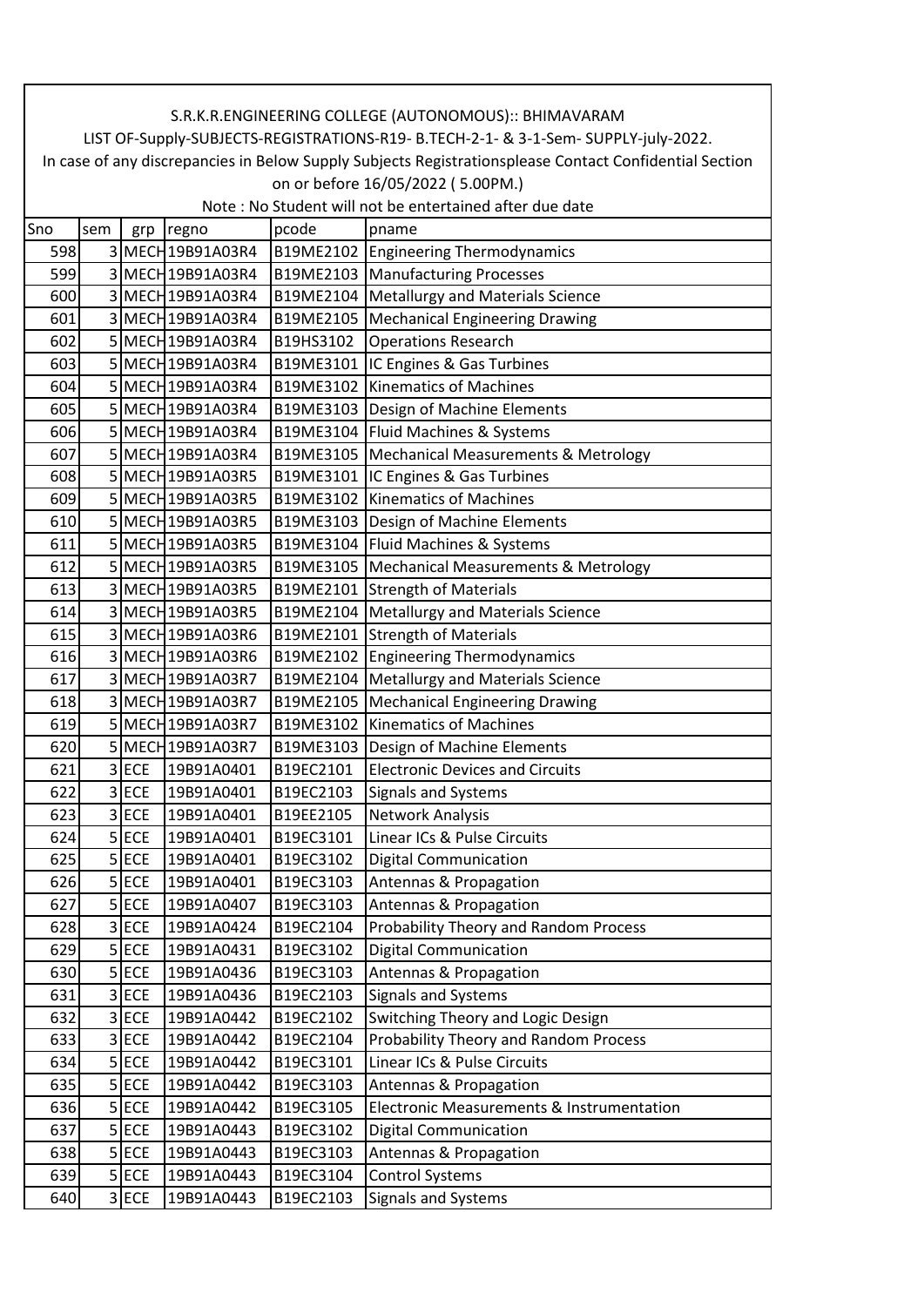S.R.K.R.ENGINEERING COLLEGE (AUTONOMOUS):: BHIMAVARAM

LIST OF-Supply-SUBJECTS-REGISTRATIONS-R19- B.TECH-2-1- & 3-1-Sem- SUPPLY-july-2022.

In case of any discrepancies in Below Supply Subjects Registrationsplease Contact Confidential Section on or before 16/05/2022 ( 5.00PM.)

Note : No Student will not be entertained after due date

| Sno | sem | grp | regno | pcode | pname |
|---|---|---|---|---|---|
| 598 | 3 | MECH | 19B91A03R4 | B19ME2102 | Engineering Thermodynamics |
| 599 | 3 | MECH | 19B91A03R4 | B19ME2103 | Manufacturing Processes |
| 600 | 3 | MECH | 19B91A03R4 | B19ME2104 | Metallurgy and Materials Science |
| 601 | 3 | MECH | 19B91A03R4 | B19ME2105 | Mechanical Engineering Drawing |
| 602 | 5 | MECH | 19B91A03R4 | B19HS3102 | Operations Research |
| 603 | 5 | MECH | 19B91A03R4 | B19ME3101 | IC Engines & Gas Turbines |
| 604 | 5 | MECH | 19B91A03R4 | B19ME3102 | Kinematics of Machines |
| 605 | 5 | MECH | 19B91A03R4 | B19ME3103 | Design of Machine Elements |
| 606 | 5 | MECH | 19B91A03R4 | B19ME3104 | Fluid Machines & Systems |
| 607 | 5 | MECH | 19B91A03R4 | B19ME3105 | Mechanical Measurements & Metrology |
| 608 | 5 | MECH | 19B91A03R5 | B19ME3101 | IC Engines & Gas Turbines |
| 609 | 5 | MECH | 19B91A03R5 | B19ME3102 | Kinematics of Machines |
| 610 | 5 | MECH | 19B91A03R5 | B19ME3103 | Design of Machine Elements |
| 611 | 5 | MECH | 19B91A03R5 | B19ME3104 | Fluid Machines & Systems |
| 612 | 5 | MECH | 19B91A03R5 | B19ME3105 | Mechanical Measurements & Metrology |
| 613 | 3 | MECH | 19B91A03R5 | B19ME2101 | Strength of Materials |
| 614 | 3 | MECH | 19B91A03R5 | B19ME2104 | Metallurgy and Materials Science |
| 615 | 3 | MECH | 19B91A03R6 | B19ME2101 | Strength of Materials |
| 616 | 3 | MECH | 19B91A03R6 | B19ME2102 | Engineering Thermodynamics |
| 617 | 3 | MECH | 19B91A03R7 | B19ME2104 | Metallurgy and Materials Science |
| 618 | 3 | MECH | 19B91A03R7 | B19ME2105 | Mechanical Engineering Drawing |
| 619 | 5 | MECH | 19B91A03R7 | B19ME3102 | Kinematics of Machines |
| 620 | 5 | MECH | 19B91A03R7 | B19ME3103 | Design of Machine Elements |
| 621 | 3 | ECE | 19B91A0401 | B19EC2101 | Electronic Devices and Circuits |
| 622 | 3 | ECE | 19B91A0401 | B19EC2103 | Signals and Systems |
| 623 | 3 | ECE | 19B91A0401 | B19EE2105 | Network Analysis |
| 624 | 5 | ECE | 19B91A0401 | B19EC3101 | Linear ICs & Pulse Circuits |
| 625 | 5 | ECE | 19B91A0401 | B19EC3102 | Digital Communication |
| 626 | 5 | ECE | 19B91A0401 | B19EC3103 | Antennas & Propagation |
| 627 | 5 | ECE | 19B91A0407 | B19EC3103 | Antennas & Propagation |
| 628 | 3 | ECE | 19B91A0424 | B19EC2104 | Probability Theory and Random Process |
| 629 | 5 | ECE | 19B91A0431 | B19EC3102 | Digital Communication |
| 630 | 5 | ECE | 19B91A0436 | B19EC3103 | Antennas & Propagation |
| 631 | 3 | ECE | 19B91A0436 | B19EC2103 | Signals and Systems |
| 632 | 3 | ECE | 19B91A0442 | B19EC2102 | Switching Theory and Logic Design |
| 633 | 3 | ECE | 19B91A0442 | B19EC2104 | Probability Theory and Random Process |
| 634 | 5 | ECE | 19B91A0442 | B19EC3101 | Linear ICs & Pulse Circuits |
| 635 | 5 | ECE | 19B91A0442 | B19EC3103 | Antennas & Propagation |
| 636 | 5 | ECE | 19B91A0442 | B19EC3105 | Electronic Measurements & Instrumentation |
| 637 | 5 | ECE | 19B91A0443 | B19EC3102 | Digital Communication |
| 638 | 5 | ECE | 19B91A0443 | B19EC3103 | Antennas & Propagation |
| 639 | 5 | ECE | 19B91A0443 | B19EC3104 | Control Systems |
| 640 | 3 | ECE | 19B91A0443 | B19EC2103 | Signals and Systems |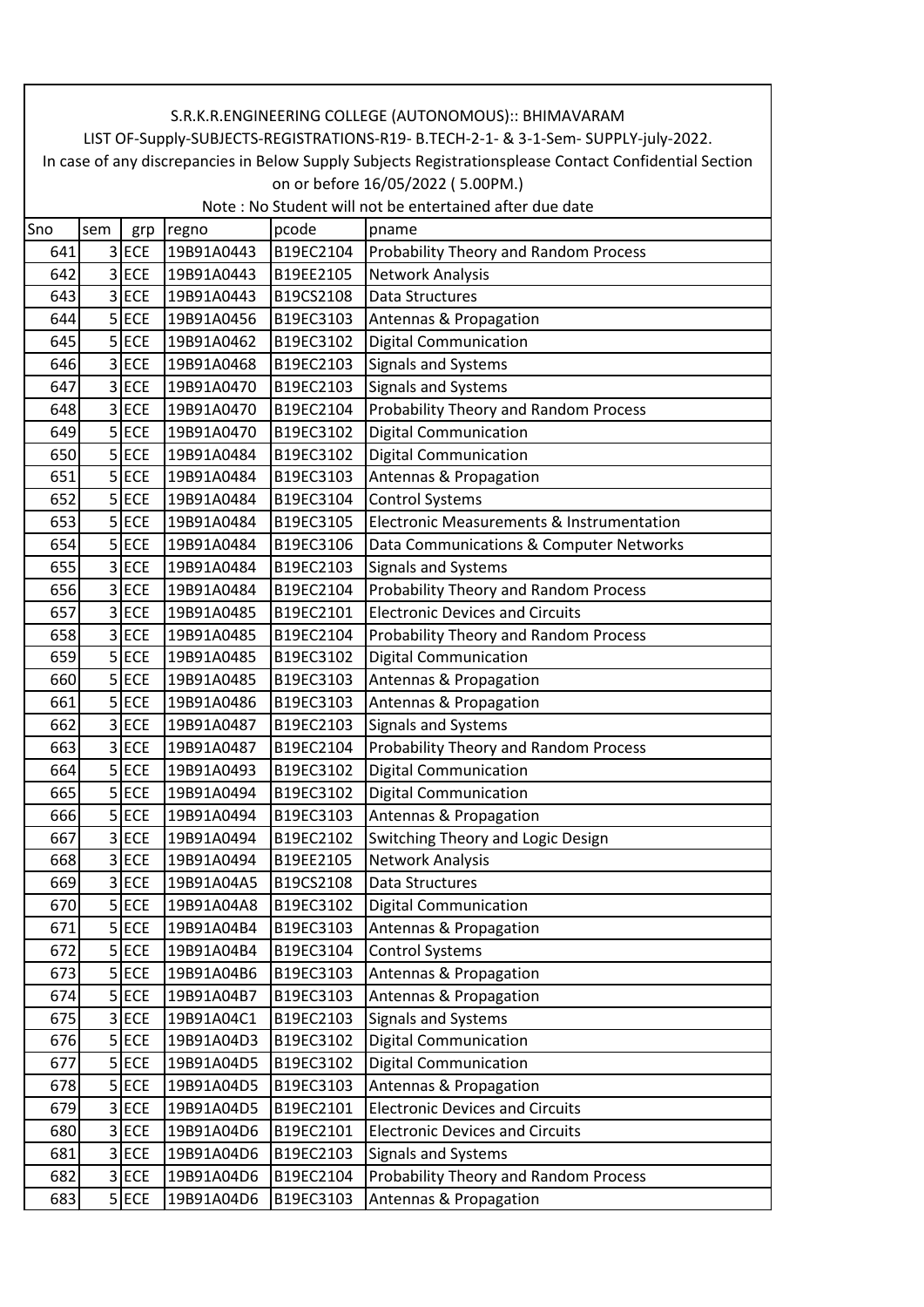S.R.K.R.ENGINEERING COLLEGE (AUTONOMOUS):: BHIMAVARAM

LIST OF-Supply-SUBJECTS-REGISTRATIONS-R19- B.TECH-2-1- & 3-1-Sem- SUPPLY-july-2022.

In case of any discrepancies in Below Supply Subjects Registrationsplease Contact Confidential Section on or before 16/05/2022 ( 5.00PM.)

Note : No Student will not be entertained after due date

| Sno | sem | grp | regno | pcode | pname |
|---|---|---|---|---|---|
| 641 | 3 | ECE | 19B91A0443 | B19EC2104 | Probability Theory and Random Process |
| 642 | 3 | ECE | 19B91A0443 | B19EE2105 | Network Analysis |
| 643 | 3 | ECE | 19B91A0443 | B19CS2108 | Data Structures |
| 644 | 5 | ECE | 19B91A0456 | B19EC3103 | Antennas & Propagation |
| 645 | 5 | ECE | 19B91A0462 | B19EC3102 | Digital Communication |
| 646 | 3 | ECE | 19B91A0468 | B19EC2103 | Signals and Systems |
| 647 | 3 | ECE | 19B91A0470 | B19EC2103 | Signals and Systems |
| 648 | 3 | ECE | 19B91A0470 | B19EC2104 | Probability Theory and Random Process |
| 649 | 5 | ECE | 19B91A0470 | B19EC3102 | Digital Communication |
| 650 | 5 | ECE | 19B91A0484 | B19EC3102 | Digital Communication |
| 651 | 5 | ECE | 19B91A0484 | B19EC3103 | Antennas & Propagation |
| 652 | 5 | ECE | 19B91A0484 | B19EC3104 | Control Systems |
| 653 | 5 | ECE | 19B91A0484 | B19EC3105 | Electronic Measurements & Instrumentation |
| 654 | 5 | ECE | 19B91A0484 | B19EC3106 | Data Communications & Computer Networks |
| 655 | 3 | ECE | 19B91A0484 | B19EC2103 | Signals and Systems |
| 656 | 3 | ECE | 19B91A0484 | B19EC2104 | Probability Theory and Random Process |
| 657 | 3 | ECE | 19B91A0485 | B19EC2101 | Electronic Devices and Circuits |
| 658 | 3 | ECE | 19B91A0485 | B19EC2104 | Probability Theory and Random Process |
| 659 | 5 | ECE | 19B91A0485 | B19EC3102 | Digital Communication |
| 660 | 5 | ECE | 19B91A0485 | B19EC3103 | Antennas & Propagation |
| 661 | 5 | ECE | 19B91A0486 | B19EC3103 | Antennas & Propagation |
| 662 | 3 | ECE | 19B91A0487 | B19EC2103 | Signals and Systems |
| 663 | 3 | ECE | 19B91A0487 | B19EC2104 | Probability Theory and Random Process |
| 664 | 5 | ECE | 19B91A0493 | B19EC3102 | Digital Communication |
| 665 | 5 | ECE | 19B91A0494 | B19EC3102 | Digital Communication |
| 666 | 5 | ECE | 19B91A0494 | B19EC3103 | Antennas & Propagation |
| 667 | 3 | ECE | 19B91A0494 | B19EC2102 | Switching Theory and Logic Design |
| 668 | 3 | ECE | 19B91A0494 | B19EE2105 | Network Analysis |
| 669 | 3 | ECE | 19B91A04A5 | B19CS2108 | Data Structures |
| 670 | 5 | ECE | 19B91A04A8 | B19EC3102 | Digital Communication |
| 671 | 5 | ECE | 19B91A04B4 | B19EC3103 | Antennas & Propagation |
| 672 | 5 | ECE | 19B91A04B4 | B19EC3104 | Control Systems |
| 673 | 5 | ECE | 19B91A04B6 | B19EC3103 | Antennas & Propagation |
| 674 | 5 | ECE | 19B91A04B7 | B19EC3103 | Antennas & Propagation |
| 675 | 3 | ECE | 19B91A04C1 | B19EC2103 | Signals and Systems |
| 676 | 5 | ECE | 19B91A04D3 | B19EC3102 | Digital Communication |
| 677 | 5 | ECE | 19B91A04D5 | B19EC3102 | Digital Communication |
| 678 | 5 | ECE | 19B91A04D5 | B19EC3103 | Antennas & Propagation |
| 679 | 3 | ECE | 19B91A04D5 | B19EC2101 | Electronic Devices and Circuits |
| 680 | 3 | ECE | 19B91A04D6 | B19EC2101 | Electronic Devices and Circuits |
| 681 | 3 | ECE | 19B91A04D6 | B19EC2103 | Signals and Systems |
| 682 | 3 | ECE | 19B91A04D6 | B19EC2104 | Probability Theory and Random Process |
| 683 | 5 | ECE | 19B91A04D6 | B19EC3103 | Antennas & Propagation |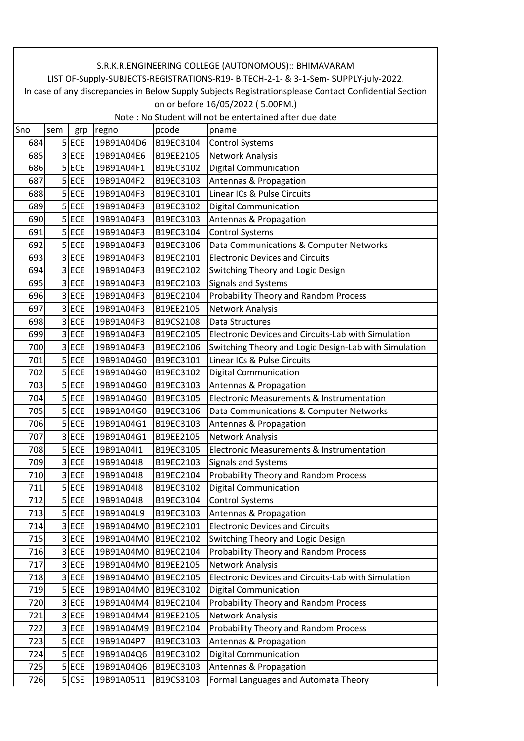S.R.K.R.ENGINEERING COLLEGE (AUTONOMOUS):: BHIMAVARAM

LIST OF-Supply-SUBJECTS-REGISTRATIONS-R19- B.TECH-2-1- & 3-1-Sem- SUPPLY-july-2022.

In case of any discrepancies in Below Supply Subjects Registrationsplease Contact Confidential Section on or before 16/05/2022 ( 5.00PM.)

Note : No Student will not be entertained after due date

| Sno | sem | grp | regno | pcode | pname |
|---|---|---|---|---|---|
| 684 | 5 | ECE | 19B91A04D6 | B19EC3104 | Control Systems |
| 685 | 3 | ECE | 19B91A04E6 | B19EE2105 | Network Analysis |
| 686 | 5 | ECE | 19B91A04F1 | B19EC3102 | Digital Communication |
| 687 | 5 | ECE | 19B91A04F2 | B19EC3103 | Antennas & Propagation |
| 688 | 5 | ECE | 19B91A04F3 | B19EC3101 | Linear ICs & Pulse Circuits |
| 689 | 5 | ECE | 19B91A04F3 | B19EC3102 | Digital Communication |
| 690 | 5 | ECE | 19B91A04F3 | B19EC3103 | Antennas & Propagation |
| 691 | 5 | ECE | 19B91A04F3 | B19EC3104 | Control Systems |
| 692 | 5 | ECE | 19B91A04F3 | B19EC3106 | Data Communications & Computer Networks |
| 693 | 3 | ECE | 19B91A04F3 | B19EC2101 | Electronic Devices and Circuits |
| 694 | 3 | ECE | 19B91A04F3 | B19EC2102 | Switching Theory and Logic Design |
| 695 | 3 | ECE | 19B91A04F3 | B19EC2103 | Signals and Systems |
| 696 | 3 | ECE | 19B91A04F3 | B19EC2104 | Probability Theory and Random Process |
| 697 | 3 | ECE | 19B91A04F3 | B19EE2105 | Network Analysis |
| 698 | 3 | ECE | 19B91A04F3 | B19CS2108 | Data Structures |
| 699 | 3 | ECE | 19B91A04F3 | B19EC2105 | Electronic Devices and Circuits-Lab with Simulation |
| 700 | 3 | ECE | 19B91A04F3 | B19EC2106 | Switching Theory and Logic Design-Lab with Simulation |
| 701 | 5 | ECE | 19B91A04G0 | B19EC3101 | Linear ICs & Pulse Circuits |
| 702 | 5 | ECE | 19B91A04G0 | B19EC3102 | Digital Communication |
| 703 | 5 | ECE | 19B91A04G0 | B19EC3103 | Antennas & Propagation |
| 704 | 5 | ECE | 19B91A04G0 | B19EC3105 | Electronic Measurements & Instrumentation |
| 705 | 5 | ECE | 19B91A04G0 | B19EC3106 | Data Communications & Computer Networks |
| 706 | 5 | ECE | 19B91A04G1 | B19EC3103 | Antennas & Propagation |
| 707 | 3 | ECE | 19B91A04G1 | B19EE2105 | Network Analysis |
| 708 | 5 | ECE | 19B91A04I1 | B19EC3105 | Electronic Measurements & Instrumentation |
| 709 | 3 | ECE | 19B91A04I8 | B19EC2103 | Signals and Systems |
| 710 | 3 | ECE | 19B91A04I8 | B19EC2104 | Probability Theory and Random Process |
| 711 | 5 | ECE | 19B91A04I8 | B19EC3102 | Digital Communication |
| 712 | 5 | ECE | 19B91A04I8 | B19EC3104 | Control Systems |
| 713 | 5 | ECE | 19B91A04L9 | B19EC3103 | Antennas & Propagation |
| 714 | 3 | ECE | 19B91A04M0 | B19EC2101 | Electronic Devices and Circuits |
| 715 | 3 | ECE | 19B91A04M0 | B19EC2102 | Switching Theory and Logic Design |
| 716 | 3 | ECE | 19B91A04M0 | B19EC2104 | Probability Theory and Random Process |
| 717 | 3 | ECE | 19B91A04M0 | B19EE2105 | Network Analysis |
| 718 | 3 | ECE | 19B91A04M0 | B19EC2105 | Electronic Devices and Circuits-Lab with Simulation |
| 719 | 5 | ECE | 19B91A04M0 | B19EC3102 | Digital Communication |
| 720 | 3 | ECE | 19B91A04M4 | B19EC2104 | Probability Theory and Random Process |
| 721 | 3 | ECE | 19B91A04M4 | B19EE2105 | Network Analysis |
| 722 | 3 | ECE | 19B91A04M9 | B19EC2104 | Probability Theory and Random Process |
| 723 | 5 | ECE | 19B91A04P7 | B19EC3103 | Antennas & Propagation |
| 724 | 5 | ECE | 19B91A04Q6 | B19EC3102 | Digital Communication |
| 725 | 5 | ECE | 19B91A04Q6 | B19EC3103 | Antennas & Propagation |
| 726 | 5 | CSE | 19B91A0511 | B19CS3103 | Formal Languages and Automata Theory |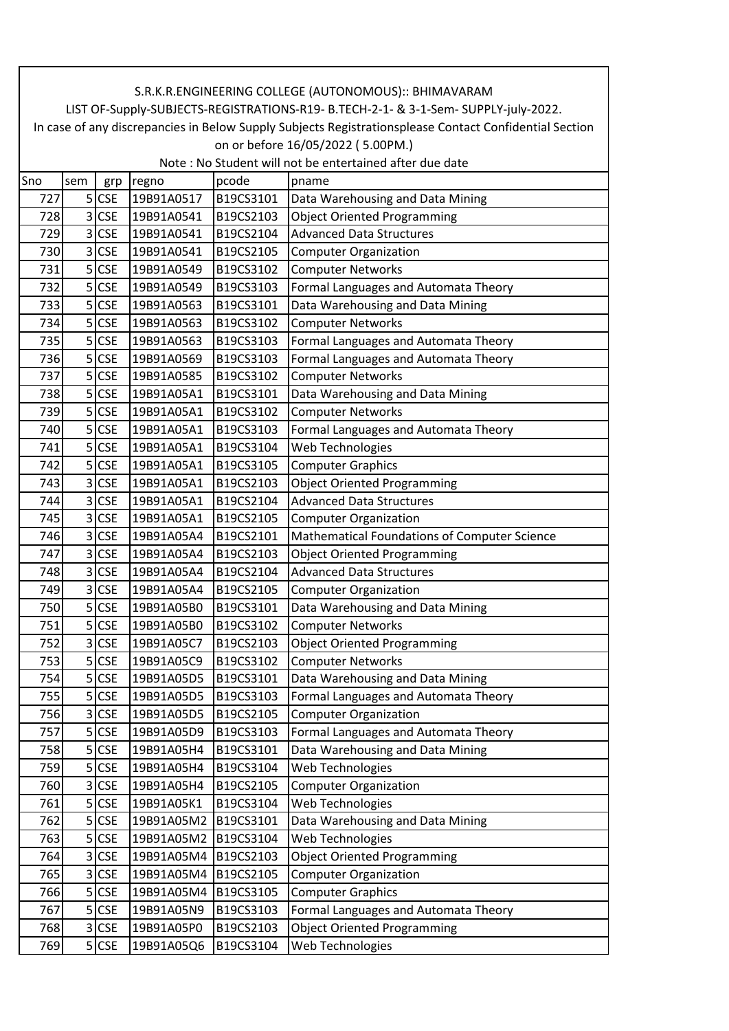S.R.K.R.ENGINEERING COLLEGE (AUTONOMOUS):: BHIMAVARAM

LIST OF-Supply-SUBJECTS-REGISTRATIONS-R19- B.TECH-2-1- & 3-1-Sem- SUPPLY-july-2022.

In case of any discrepancies in Below Supply Subjects Registrationsplease Contact Confidential Section on or before 16/05/2022 ( 5.00PM.)

Note : No Student will not be entertained after due date

| Sno | sem | grp | regno | pcode | pname |
|---|---|---|---|---|---|
| 727 | 5 | CSE | 19B91A0517 | B19CS3101 | Data Warehousing and Data Mining |
| 728 | 3 | CSE | 19B91A0541 | B19CS2103 | Object Oriented Programming |
| 729 | 3 | CSE | 19B91A0541 | B19CS2104 | Advanced Data Structures |
| 730 | 3 | CSE | 19B91A0541 | B19CS2105 | Computer Organization |
| 731 | 5 | CSE | 19B91A0549 | B19CS3102 | Computer Networks |
| 732 | 5 | CSE | 19B91A0549 | B19CS3103 | Formal Languages and Automata Theory |
| 733 | 5 | CSE | 19B91A0563 | B19CS3101 | Data Warehousing and Data Mining |
| 734 | 5 | CSE | 19B91A0563 | B19CS3102 | Computer Networks |
| 735 | 5 | CSE | 19B91A0563 | B19CS3103 | Formal Languages and Automata Theory |
| 736 | 5 | CSE | 19B91A0569 | B19CS3103 | Formal Languages and Automata Theory |
| 737 | 5 | CSE | 19B91A0585 | B19CS3102 | Computer Networks |
| 738 | 5 | CSE | 19B91A05A1 | B19CS3101 | Data Warehousing and Data Mining |
| 739 | 5 | CSE | 19B91A05A1 | B19CS3102 | Computer Networks |
| 740 | 5 | CSE | 19B91A05A1 | B19CS3103 | Formal Languages and Automata Theory |
| 741 | 5 | CSE | 19B91A05A1 | B19CS3104 | Web Technologies |
| 742 | 5 | CSE | 19B91A05A1 | B19CS3105 | Computer Graphics |
| 743 | 3 | CSE | 19B91A05A1 | B19CS2103 | Object Oriented Programming |
| 744 | 3 | CSE | 19B91A05A1 | B19CS2104 | Advanced Data Structures |
| 745 | 3 | CSE | 19B91A05A1 | B19CS2105 | Computer Organization |
| 746 | 3 | CSE | 19B91A05A4 | B19CS2101 | Mathematical Foundations of Computer Science |
| 747 | 3 | CSE | 19B91A05A4 | B19CS2103 | Object Oriented Programming |
| 748 | 3 | CSE | 19B91A05A4 | B19CS2104 | Advanced Data Structures |
| 749 | 3 | CSE | 19B91A05A4 | B19CS2105 | Computer Organization |
| 750 | 5 | CSE | 19B91A05B0 | B19CS3101 | Data Warehousing and Data Mining |
| 751 | 5 | CSE | 19B91A05B0 | B19CS3102 | Computer Networks |
| 752 | 3 | CSE | 19B91A05C7 | B19CS2103 | Object Oriented Programming |
| 753 | 5 | CSE | 19B91A05C9 | B19CS3102 | Computer Networks |
| 754 | 5 | CSE | 19B91A05D5 | B19CS3101 | Data Warehousing and Data Mining |
| 755 | 5 | CSE | 19B91A05D5 | B19CS3103 | Formal Languages and Automata Theory |
| 756 | 3 | CSE | 19B91A05D5 | B19CS2105 | Computer Organization |
| 757 | 5 | CSE | 19B91A05D9 | B19CS3103 | Formal Languages and Automata Theory |
| 758 | 5 | CSE | 19B91A05H4 | B19CS3101 | Data Warehousing and Data Mining |
| 759 | 5 | CSE | 19B91A05H4 | B19CS3104 | Web Technologies |
| 760 | 3 | CSE | 19B91A05H4 | B19CS2105 | Computer Organization |
| 761 | 5 | CSE | 19B91A05K1 | B19CS3104 | Web Technologies |
| 762 | 5 | CSE | 19B91A05M2 | B19CS3101 | Data Warehousing and Data Mining |
| 763 | 5 | CSE | 19B91A05M2 | B19CS3104 | Web Technologies |
| 764 | 3 | CSE | 19B91A05M4 | B19CS2103 | Object Oriented Programming |
| 765 | 3 | CSE | 19B91A05M4 | B19CS2105 | Computer Organization |
| 766 | 5 | CSE | 19B91A05M4 | B19CS3105 | Computer Graphics |
| 767 | 5 | CSE | 19B91A05N9 | B19CS3103 | Formal Languages and Automata Theory |
| 768 | 3 | CSE | 19B91A05P0 | B19CS2103 | Object Oriented Programming |
| 769 | 5 | CSE | 19B91A05Q6 | B19CS3104 | Web Technologies |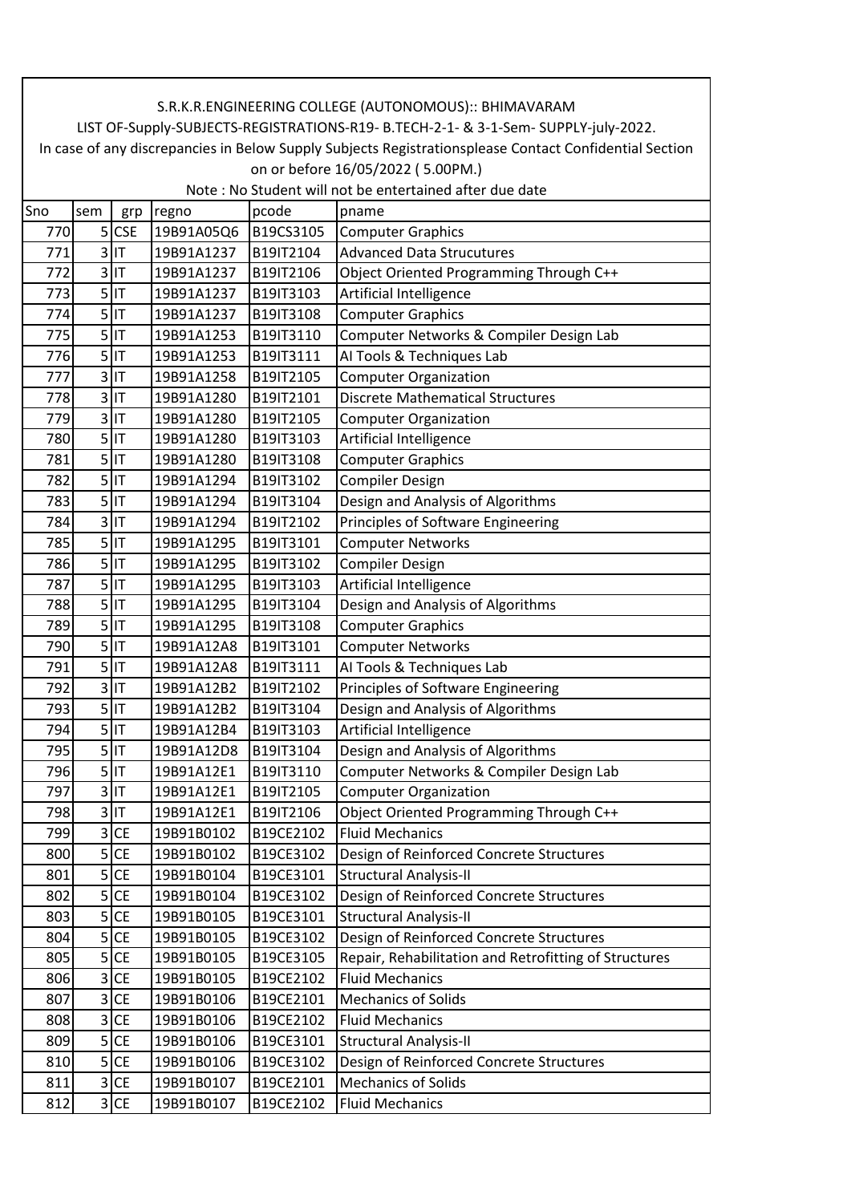S.R.K.R.ENGINEERING COLLEGE (AUTONOMOUS):: BHIMAVARAM

LIST OF-Supply-SUBJECTS-REGISTRATIONS-R19- B.TECH-2-1- & 3-1-Sem- SUPPLY-july-2022.

In case of any discrepancies in Below Supply Subjects Registrationsplease Contact Confidential Section on or before 16/05/2022 ( 5.00PM.)

Note : No Student will not be entertained after due date

| Sno | sem | grp | regno | pcode | pname |
|---|---|---|---|---|---|
| 770 | 5 | CSE | 19B91A05Q6 | B19CS3105 | Computer Graphics |
| 771 | 3 | IT | 19B91A1237 | B19IT2104 | Advanced Data Strucutures |
| 772 | 3 | IT | 19B91A1237 | B19IT2106 | Object Oriented Programming Through C++ |
| 773 | 5 | IT | 19B91A1237 | B19IT3103 | Artificial Intelligence |
| 774 | 5 | IT | 19B91A1237 | B19IT3108 | Computer Graphics |
| 775 | 5 | IT | 19B91A1253 | B19IT3110 | Computer Networks & Compiler Design Lab |
| 776 | 5 | IT | 19B91A1253 | B19IT3111 | AI Tools & Techniques Lab |
| 777 | 3 | IT | 19B91A1258 | B19IT2105 | Computer Organization |
| 778 | 3 | IT | 19B91A1280 | B19IT2101 | Discrete Mathematical Structures |
| 779 | 3 | IT | 19B91A1280 | B19IT2105 | Computer Organization |
| 780 | 5 | IT | 19B91A1280 | B19IT3103 | Artificial Intelligence |
| 781 | 5 | IT | 19B91A1280 | B19IT3108 | Computer Graphics |
| 782 | 5 | IT | 19B91A1294 | B19IT3102 | Compiler Design |
| 783 | 5 | IT | 19B91A1294 | B19IT3104 | Design and Analysis of Algorithms |
| 784 | 3 | IT | 19B91A1294 | B19IT2102 | Principles of Software Engineering |
| 785 | 5 | IT | 19B91A1295 | B19IT3101 | Computer Networks |
| 786 | 5 | IT | 19B91A1295 | B19IT3102 | Compiler Design |
| 787 | 5 | IT | 19B91A1295 | B19IT3103 | Artificial Intelligence |
| 788 | 5 | IT | 19B91A1295 | B19IT3104 | Design and Analysis of Algorithms |
| 789 | 5 | IT | 19B91A1295 | B19IT3108 | Computer Graphics |
| 790 | 5 | IT | 19B91A12A8 | B19IT3101 | Computer Networks |
| 791 | 5 | IT | 19B91A12A8 | B19IT3111 | AI Tools & Techniques Lab |
| 792 | 3 | IT | 19B91A12B2 | B19IT2102 | Principles of Software Engineering |
| 793 | 5 | IT | 19B91A12B2 | B19IT3104 | Design and Analysis of Algorithms |
| 794 | 5 | IT | 19B91A12B4 | B19IT3103 | Artificial Intelligence |
| 795 | 5 | IT | 19B91A12D8 | B19IT3104 | Design and Analysis of Algorithms |
| 796 | 5 | IT | 19B91A12E1 | B19IT3110 | Computer Networks & Compiler Design Lab |
| 797 | 3 | IT | 19B91A12E1 | B19IT2105 | Computer Organization |
| 798 | 3 | IT | 19B91A12E1 | B19IT2106 | Object Oriented Programming Through C++ |
| 799 | 3 | CE | 19B91B0102 | B19CE2102 | Fluid Mechanics |
| 800 | 5 | CE | 19B91B0102 | B19CE3102 | Design of Reinforced Concrete Structures |
| 801 | 5 | CE | 19B91B0104 | B19CE3101 | Structural Analysis-II |
| 802 | 5 | CE | 19B91B0104 | B19CE3102 | Design of Reinforced Concrete Structures |
| 803 | 5 | CE | 19B91B0105 | B19CE3101 | Structural Analysis-II |
| 804 | 5 | CE | 19B91B0105 | B19CE3102 | Design of Reinforced Concrete Structures |
| 805 | 5 | CE | 19B91B0105 | B19CE3105 | Repair, Rehabilitation and Retrofitting of Structures |
| 806 | 3 | CE | 19B91B0105 | B19CE2102 | Fluid Mechanics |
| 807 | 3 | CE | 19B91B0106 | B19CE2101 | Mechanics of Solids |
| 808 | 3 | CE | 19B91B0106 | B19CE2102 | Fluid Mechanics |
| 809 | 5 | CE | 19B91B0106 | B19CE3101 | Structural Analysis-II |
| 810 | 5 | CE | 19B91B0106 | B19CE3102 | Design of Reinforced Concrete Structures |
| 811 | 3 | CE | 19B91B0107 | B19CE2101 | Mechanics of Solids |
| 812 | 3 | CE | 19B91B0107 | B19CE2102 | Fluid Mechanics |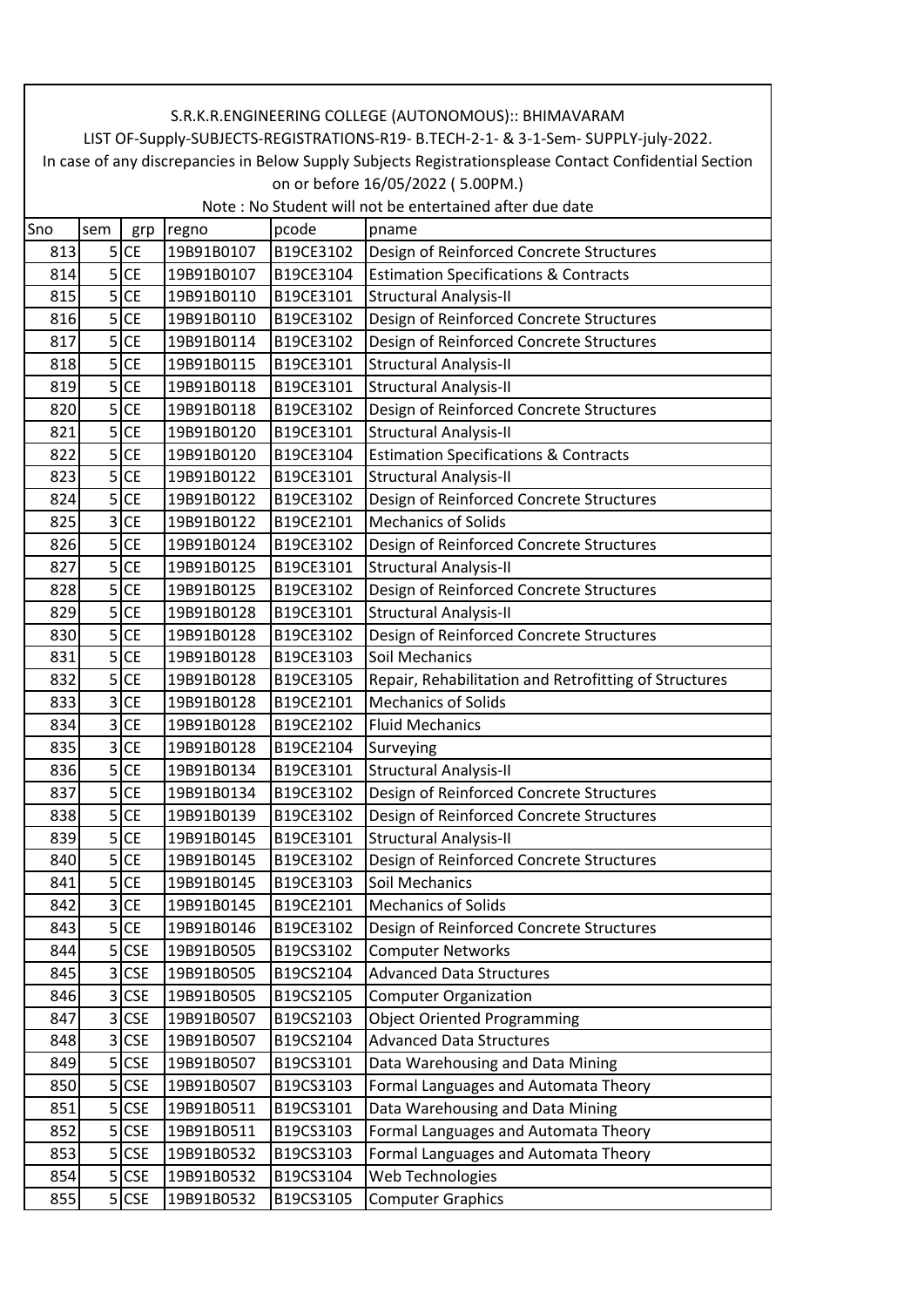S.R.K.R.ENGINEERING COLLEGE (AUTONOMOUS):: BHIMAVARAM

LIST OF-Supply-SUBJECTS-REGISTRATIONS-R19- B.TECH-2-1- & 3-1-Sem- SUPPLY-july-2022.

In case of any discrepancies in Below Supply Subjects Registrationsplease Contact Confidential Section on or before 16/05/2022 ( 5.00PM.)

Note : No Student will not be entertained after due date

| Sno | sem | grp | regno | pcode | pname |
|---|---|---|---|---|---|
| 813 | 5 | CE | 19B91B0107 | B19CE3102 | Design of Reinforced Concrete Structures |
| 814 | 5 | CE | 19B91B0107 | B19CE3104 | Estimation Specifications & Contracts |
| 815 | 5 | CE | 19B91B0110 | B19CE3101 | Structural Analysis-II |
| 816 | 5 | CE | 19B91B0110 | B19CE3102 | Design of Reinforced Concrete Structures |
| 817 | 5 | CE | 19B91B0114 | B19CE3102 | Design of Reinforced Concrete Structures |
| 818 | 5 | CE | 19B91B0115 | B19CE3101 | Structural Analysis-II |
| 819 | 5 | CE | 19B91B0118 | B19CE3101 | Structural Analysis-II |
| 820 | 5 | CE | 19B91B0118 | B19CE3102 | Design of Reinforced Concrete Structures |
| 821 | 5 | CE | 19B91B0120 | B19CE3101 | Structural Analysis-II |
| 822 | 5 | CE | 19B91B0120 | B19CE3104 | Estimation Specifications & Contracts |
| 823 | 5 | CE | 19B91B0122 | B19CE3101 | Structural Analysis-II |
| 824 | 5 | CE | 19B91B0122 | B19CE3102 | Design of Reinforced Concrete Structures |
| 825 | 3 | CE | 19B91B0122 | B19CE2101 | Mechanics of Solids |
| 826 | 5 | CE | 19B91B0124 | B19CE3102 | Design of Reinforced Concrete Structures |
| 827 | 5 | CE | 19B91B0125 | B19CE3101 | Structural Analysis-II |
| 828 | 5 | CE | 19B91B0125 | B19CE3102 | Design of Reinforced Concrete Structures |
| 829 | 5 | CE | 19B91B0128 | B19CE3101 | Structural Analysis-II |
| 830 | 5 | CE | 19B91B0128 | B19CE3102 | Design of Reinforced Concrete Structures |
| 831 | 5 | CE | 19B91B0128 | B19CE3103 | Soil Mechanics |
| 832 | 5 | CE | 19B91B0128 | B19CE3105 | Repair, Rehabilitation and Retrofitting of Structures |
| 833 | 3 | CE | 19B91B0128 | B19CE2101 | Mechanics of Solids |
| 834 | 3 | CE | 19B91B0128 | B19CE2102 | Fluid Mechanics |
| 835 | 3 | CE | 19B91B0128 | B19CE2104 | Surveying |
| 836 | 5 | CE | 19B91B0134 | B19CE3101 | Structural Analysis-II |
| 837 | 5 | CE | 19B91B0134 | B19CE3102 | Design of Reinforced Concrete Structures |
| 838 | 5 | CE | 19B91B0139 | B19CE3102 | Design of Reinforced Concrete Structures |
| 839 | 5 | CE | 19B91B0145 | B19CE3101 | Structural Analysis-II |
| 840 | 5 | CE | 19B91B0145 | B19CE3102 | Design of Reinforced Concrete Structures |
| 841 | 5 | CE | 19B91B0145 | B19CE3103 | Soil Mechanics |
| 842 | 3 | CE | 19B91B0145 | B19CE2101 | Mechanics of Solids |
| 843 | 5 | CE | 19B91B0146 | B19CE3102 | Design of Reinforced Concrete Structures |
| 844 | 5 | CSE | 19B91B0505 | B19CS3102 | Computer Networks |
| 845 | 3 | CSE | 19B91B0505 | B19CS2104 | Advanced Data Structures |
| 846 | 3 | CSE | 19B91B0505 | B19CS2105 | Computer Organization |
| 847 | 3 | CSE | 19B91B0507 | B19CS2103 | Object Oriented Programming |
| 848 | 3 | CSE | 19B91B0507 | B19CS2104 | Advanced Data Structures |
| 849 | 5 | CSE | 19B91B0507 | B19CS3101 | Data Warehousing and Data Mining |
| 850 | 5 | CSE | 19B91B0507 | B19CS3103 | Formal Languages and Automata Theory |
| 851 | 5 | CSE | 19B91B0511 | B19CS3101 | Data Warehousing and Data Mining |
| 852 | 5 | CSE | 19B91B0511 | B19CS3103 | Formal Languages and Automata Theory |
| 853 | 5 | CSE | 19B91B0532 | B19CS3103 | Formal Languages and Automata Theory |
| 854 | 5 | CSE | 19B91B0532 | B19CS3104 | Web Technologies |
| 855 | 5 | CSE | 19B91B0532 | B19CS3105 | Computer Graphics |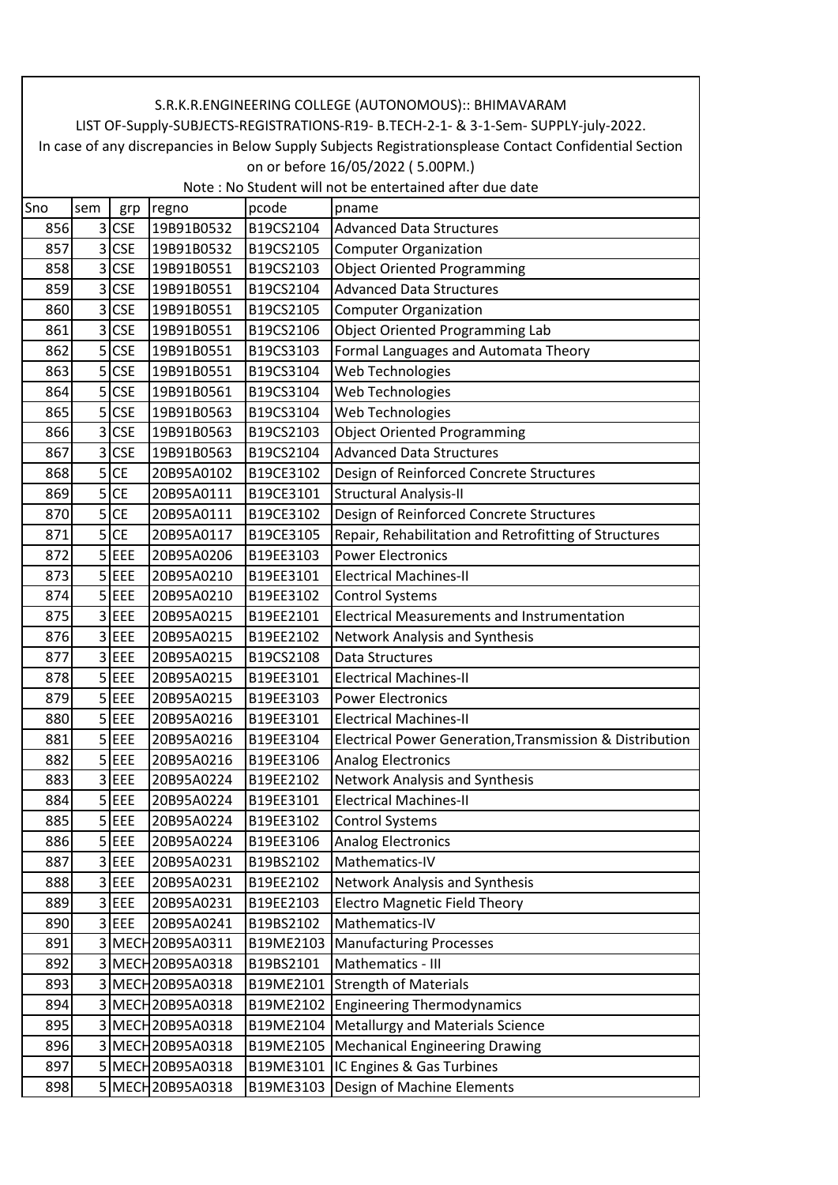S.R.K.R.ENGINEERING COLLEGE (AUTONOMOUS):: BHIMAVARAM

LIST OF-Supply-SUBJECTS-REGISTRATIONS-R19- B.TECH-2-1- & 3-1-Sem- SUPPLY-july-2022.

In case of any discrepancies in Below Supply Subjects Registrationsplease Contact Confidential Section on or before 16/05/2022 ( 5.00PM.)

Note : No Student will not be entertained after due date

| Sno | sem | grp | regno | pcode | pname |
|---|---|---|---|---|---|
| 856 | 3 | CSE | 19B91B0532 | B19CS2104 | Advanced Data Structures |
| 857 | 3 | CSE | 19B91B0532 | B19CS2105 | Computer Organization |
| 858 | 3 | CSE | 19B91B0551 | B19CS2103 | Object Oriented Programming |
| 859 | 3 | CSE | 19B91B0551 | B19CS2104 | Advanced Data Structures |
| 860 | 3 | CSE | 19B91B0551 | B19CS2105 | Computer Organization |
| 861 | 3 | CSE | 19B91B0551 | B19CS2106 | Object Oriented Programming Lab |
| 862 | 5 | CSE | 19B91B0551 | B19CS3103 | Formal Languages and Automata Theory |
| 863 | 5 | CSE | 19B91B0551 | B19CS3104 | Web Technologies |
| 864 | 5 | CSE | 19B91B0561 | B19CS3104 | Web Technologies |
| 865 | 5 | CSE | 19B91B0563 | B19CS3104 | Web Technologies |
| 866 | 3 | CSE | 19B91B0563 | B19CS2103 | Object Oriented Programming |
| 867 | 3 | CSE | 19B91B0563 | B19CS2104 | Advanced Data Structures |
| 868 | 5 | CE | 20B95A0102 | B19CE3102 | Design of Reinforced Concrete Structures |
| 869 | 5 | CE | 20B95A0111 | B19CE3101 | Structural Analysis-II |
| 870 | 5 | CE | 20B95A0111 | B19CE3102 | Design of Reinforced Concrete Structures |
| 871 | 5 | CE | 20B95A0117 | B19CE3105 | Repair, Rehabilitation and Retrofitting of Structures |
| 872 | 5 | EEE | 20B95A0206 | B19EE3103 | Power Electronics |
| 873 | 5 | EEE | 20B95A0210 | B19EE3101 | Electrical Machines-II |
| 874 | 5 | EEE | 20B95A0210 | B19EE3102 | Control Systems |
| 875 | 3 | EEE | 20B95A0215 | B19EE2101 | Electrical Measurements and Instrumentation |
| 876 | 3 | EEE | 20B95A0215 | B19EE2102 | Network Analysis and Synthesis |
| 877 | 3 | EEE | 20B95A0215 | B19CS2108 | Data Structures |
| 878 | 5 | EEE | 20B95A0215 | B19EE3101 | Electrical Machines-II |
| 879 | 5 | EEE | 20B95A0215 | B19EE3103 | Power Electronics |
| 880 | 5 | EEE | 20B95A0216 | B19EE3101 | Electrical Machines-II |
| 881 | 5 | EEE | 20B95A0216 | B19EE3104 | Electrical Power Generation,Transmission & Distribution |
| 882 | 5 | EEE | 20B95A0216 | B19EE3106 | Analog Electronics |
| 883 | 3 | EEE | 20B95A0224 | B19EE2102 | Network Analysis and Synthesis |
| 884 | 5 | EEE | 20B95A0224 | B19EE3101 | Electrical Machines-II |
| 885 | 5 | EEE | 20B95A0224 | B19EE3102 | Control Systems |
| 886 | 5 | EEE | 20B95A0224 | B19EE3106 | Analog Electronics |
| 887 | 3 | EEE | 20B95A0231 | B19BS2102 | Mathematics-IV |
| 888 | 3 | EEE | 20B95A0231 | B19EE2102 | Network Analysis and Synthesis |
| 889 | 3 | EEE | 20B95A0231 | B19EE2103 | Electro Magnetic Field Theory |
| 890 | 3 | EEE | 20B95A0241 | B19BS2102 | Mathematics-IV |
| 891 | 3 | MECH | 20B95A0311 | B19ME2103 | Manufacturing Processes |
| 892 | 3 | MECH | 20B95A0318 | B19BS2101 | Mathematics - III |
| 893 | 3 | MECH | 20B95A0318 | B19ME2101 | Strength of Materials |
| 894 | 3 | MECH | 20B95A0318 | B19ME2102 | Engineering Thermodynamics |
| 895 | 3 | MECH | 20B95A0318 | B19ME2104 | Metallurgy and Materials Science |
| 896 | 3 | MECH | 20B95A0318 | B19ME2105 | Mechanical Engineering Drawing |
| 897 | 5 | MECH | 20B95A0318 | B19ME3101 | IC Engines & Gas Turbines |
| 898 | 5 | MECH | 20B95A0318 | B19ME3103 | Design of Machine Elements |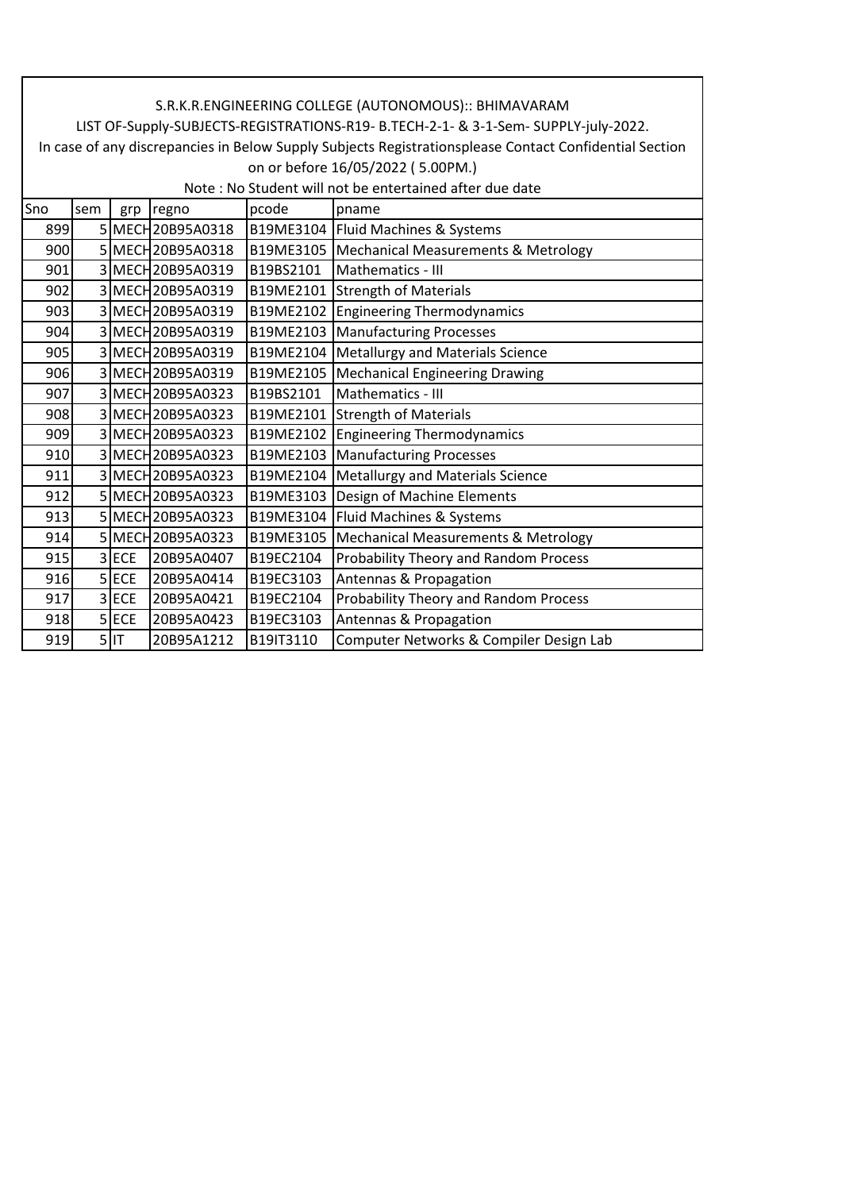S.R.K.R.ENGINEERING COLLEGE (AUTONOMOUS):: BHIMAVARAM

LIST OF-Supply-SUBJECTS-REGISTRATIONS-R19- B.TECH-2-1- & 3-1-Sem- SUPPLY-july-2022.

In case of any discrepancies in Below Supply Subjects Registrationsplease Contact Confidential Section on or before 16/05/2022 ( 5.00PM.)

Note : No Student will not be entertained after due date

| Sno | sem | grp | regno | pcode | pname |
|---|---|---|---|---|---|
| 899 | 5 | MECH | 20B95A0318 | B19ME3104 | Fluid Machines & Systems |
| 900 | 5 | MECH | 20B95A0318 | B19ME3105 | Mechanical Measurements & Metrology |
| 901 | 3 | MECH | 20B95A0319 | B19BS2101 | Mathematics - III |
| 902 | 3 | MECH | 20B95A0319 | B19ME2101 | Strength of Materials |
| 903 | 3 | MECH | 20B95A0319 | B19ME2102 | Engineering Thermodynamics |
| 904 | 3 | MECH | 20B95A0319 | B19ME2103 | Manufacturing Processes |
| 905 | 3 | MECH | 20B95A0319 | B19ME2104 | Metallurgy and Materials Science |
| 906 | 3 | MECH | 20B95A0319 | B19ME2105 | Mechanical Engineering Drawing |
| 907 | 3 | MECH | 20B95A0323 | B19BS2101 | Mathematics - III |
| 908 | 3 | MECH | 20B95A0323 | B19ME2101 | Strength of Materials |
| 909 | 3 | MECH | 20B95A0323 | B19ME2102 | Engineering Thermodynamics |
| 910 | 3 | MECH | 20B95A0323 | B19ME2103 | Manufacturing Processes |
| 911 | 3 | MECH | 20B95A0323 | B19ME2104 | Metallurgy and Materials Science |
| 912 | 5 | MECH | 20B95A0323 | B19ME3103 | Design of Machine Elements |
| 913 | 5 | MECH | 20B95A0323 | B19ME3104 | Fluid Machines & Systems |
| 914 | 5 | MECH | 20B95A0323 | B19ME3105 | Mechanical Measurements & Metrology |
| 915 | 3 | ECE | 20B95A0407 | B19EC2104 | Probability Theory and Random Process |
| 916 | 5 | ECE | 20B95A0414 | B19EC3103 | Antennas & Propagation |
| 917 | 3 | ECE | 20B95A0421 | B19EC2104 | Probability Theory and Random Process |
| 918 | 5 | ECE | 20B95A0423 | B19EC3103 | Antennas & Propagation |
| 919 | 5 | IT | 20B95A1212 | B19IT3110 | Computer Networks & Compiler Design Lab |